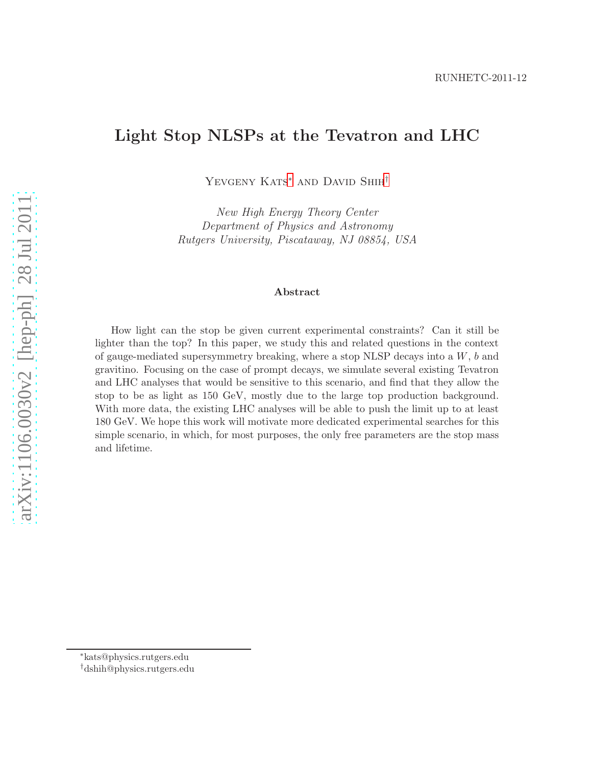RUNHETC-2011-12

# Light Stop NLSPs at the Tevatron and LHC

Yevgeny Kats* and David Shih†

*New High Energy Theory Center*
*Department of Physics and Astronomy*
*Rutgers University, Piscataway, NJ 08854, USA*

### Abstract

How light can the stop be given current experimental constraints? Can it still be lighter than the top? In this paper, we study this and related questions in the context of gauge-mediated supersymmetry breaking, where a stop NLSP decays into a $W$, $b$ and gravitino. Focusing on the case of prompt decays, we simulate several existing Tevatron and LHC analyses that would be sensitive to this scenario, and find that they allow the stop to be as light as 150 GeV, mostly due to the large top production background. With more data, the existing LHC analyses will be able to push the limit up to at least 180 GeV. We hope this work will motivate more dedicated experimental searches for this simple scenario, in which, for most purposes, the only free parameters are the stop mass and lifetime.

*kats@physics.rutgers.edu
†dshih@physics.rutgers.edu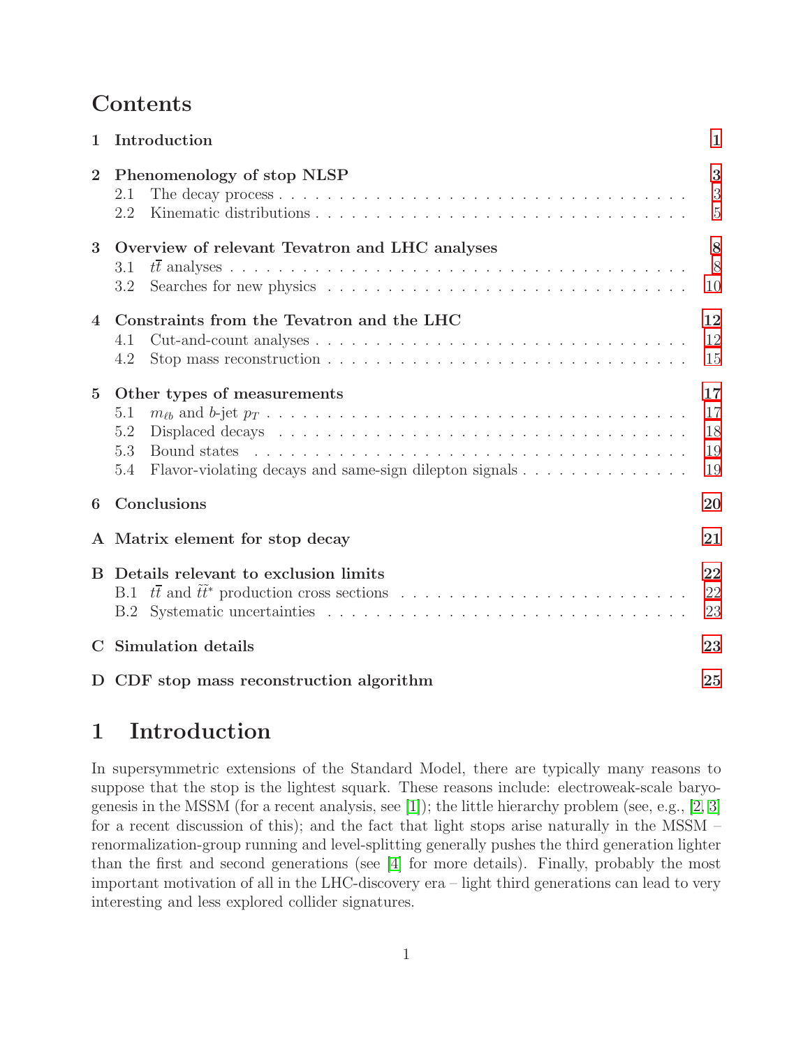# Contents

| | | |
|---|---|---|
| **1** | **Introduction** | **1** |
| **2** | **Phenomenology of stop NLSP** | **3** |
| 2.1 | The decay process | 3 |
| 2.2 | Kinematic distributions | 5 |
| **3** | **Overview of relevant Tevatron and LHC analyses** | **8** |
| 3.1 | $t\bar{t}$ analyses | 8 |
| 3.2 | Searches for new physics | 10 |
| **4** | **Constraints from the Tevatron and the LHC** | **12** |
| 4.1 | Cut-and-count analyses | 12 |
| 4.2 | Stop mass reconstruction | 15 |
| **5** | **Other types of measurements** | **17** |
| 5.1 | $m_{\ell b}$ and $b$-jet $p_T$ | 17 |
| 5.2 | Displaced decays | 18 |
| 5.3 | Bound states | 19 |
| 5.4 | Flavor-violating decays and same-sign dilepton signals | 19 |
| **6** | **Conclusions** | **20** |
| **A** | **Matrix element for stop decay** | **21** |
| **B** | **Details relevant to exclusion limits** | **22** |
| B.1 | $t\bar{t}$ and $\tilde{t}\tilde{t}^*$ production cross sections | 22 |
| B.2 | Systematic uncertainties | 23 |
| **C** | **Simulation details** | **23** |
| **D** | **CDF stop mass reconstruction algorithm** | **25** |

# 1 Introduction

In supersymmetric extensions of the Standard Model, there are typically many reasons to suppose that the stop is the lightest squark. These reasons include: electroweak-scale baryogenesis in the MSSM (for a recent analysis, see [1]); the little hierarchy problem (see, e.g., [2, 3] for a recent discussion of this); and the fact that light stops arise naturally in the MSSM – renormalization-group running and level-splitting generally pushes the third generation lighter than the first and second generations (see [4] for more details). Finally, probably the most important motivation of all in the LHC-discovery era – light third generations can lead to very interesting and less explored collider signatures.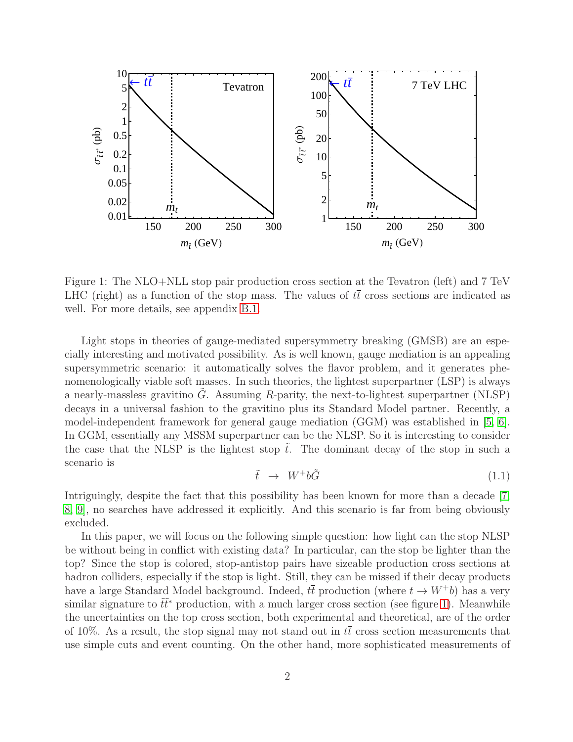Figure 1: The NLO+NLL stop pair production cross section at the Tevatron (left) and 7 TeV LHC (right) as a function of the stop mass. The values of $t\bar{t}$ cross sections are indicated as well. For more details, see appendix B.1.

Light stops in theories of gauge-mediated supersymmetry breaking (GMSB) are an especially interesting and motivated possibility. As is well known, gauge mediation is an appealing supersymmetric scenario: it automatically solves the flavor problem, and it generates phenomenologically viable soft masses. In such theories, the lightest superpartner (LSP) is always a nearly-massless gravitino $\tilde{G}$. Assuming $R$-parity, the next-to-lightest superpartner (NLSP) decays in a universal fashion to the gravitino plus its Standard Model partner. Recently, a model-independent framework for general gauge mediation (GGM) was established in [5, 6]. In GGM, essentially any MSSM superpartner can be the NLSP. So it is interesting to consider the case that the NLSP is the lightest stop $\tilde{t}$. The dominant decay of the stop in such a scenario is

$$\tilde{t} \;\to\; W^+ b \tilde{G} \tag{1.1}$$

Intriguingly, despite the fact that this possibility has been known for more than a decade [7, 8, 9], no searches have addressed it explicitly. And this scenario is far from being obviously excluded.

In this paper, we will focus on the following simple question: how light can the stop NLSP be without being in conflict with existing data? In particular, can the stop be lighter than the top? Since the stop is colored, stop-antistop pairs have sizeable production cross sections at hadron colliders, especially if the stop is light. Still, they can be missed if their decay products have a large Standard Model background. Indeed, $t\bar{t}$ production (where $t \to W^+ b$) has a very similar signature to $\tilde{t}\tilde{t}^*$ production, with a much larger cross section (see figure 1). Meanwhile the uncertainties on the top cross section, both experimental and theoretical, are of the order of 10%. As a result, the stop signal may not stand out in $t\bar{t}$ cross section measurements that use simple cuts and event counting. On the other hand, more sophisticated measurements of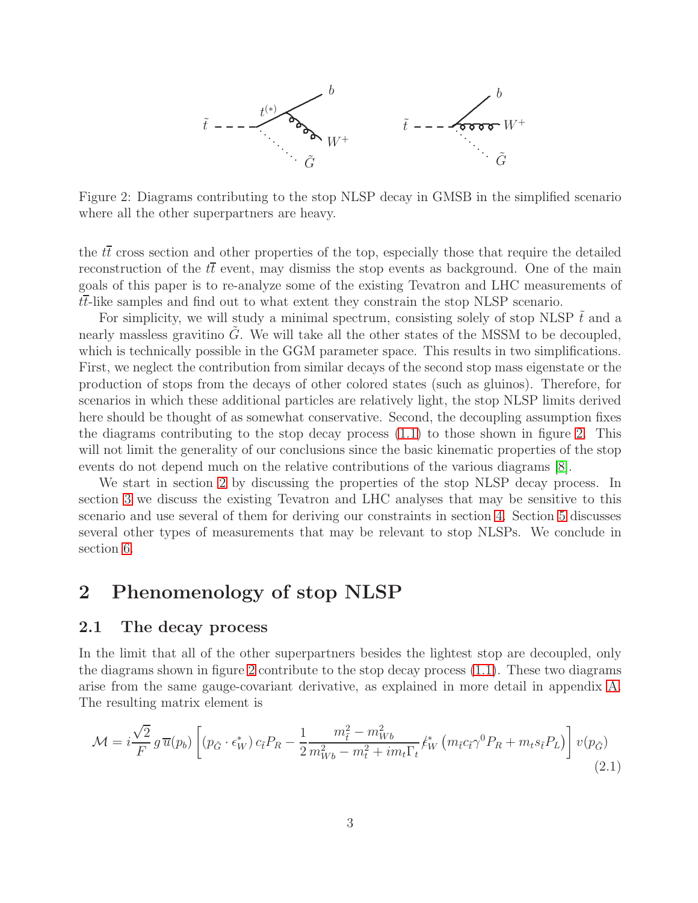Figure 2: Diagrams contributing to the stop NLSP decay in GMSB in the simplified scenario where all the other superpartners are heavy.

the $t\bar{t}$ cross section and other properties of the top, especially those that require the detailed reconstruction of the $t\bar{t}$ event, may dismiss the stop events as background. One of the main goals of this paper is to re-analyze some of the existing Tevatron and LHC measurements of $t\bar{t}$-like samples and find out to what extent they constrain the stop NLSP scenario.

For simplicity, we will study a minimal spectrum, consisting solely of stop NLSP $\tilde{t}$ and a nearly massless gravitino $\tilde{G}$. We will take all the other states of the MSSM to be decoupled, which is technically possible in the GGM parameter space. This results in two simplifications. First, we neglect the contribution from similar decays of the second stop mass eigenstate or the production of stops from the decays of other colored states (such as gluinos). Therefore, for scenarios in which these additional particles are relatively light, the stop NLSP limits derived here should be thought of as somewhat conservative. Second, the decoupling assumption fixes the diagrams contributing to the stop decay process (1.1) to those shown in figure 2. This will not limit the generality of our conclusions since the basic kinematic properties of the stop events do not depend much on the relative contributions of the various diagrams [8].

We start in section 2 by discussing the properties of the stop NLSP decay process. In section 3 we discuss the existing Tevatron and LHC analyses that may be sensitive to this scenario and use several of them for deriving our constraints in section 4. Section 5 discusses several other types of measurements that may be relevant to stop NLSPs. We conclude in section 6.

# 2 Phenomenology of stop NLSP

## 2.1 The decay process

In the limit that all of the other superpartners besides the lightest stop are decoupled, only the diagrams shown in figure 2 contribute to the stop decay process (1.1). These two diagrams arise from the same gauge-covariant derivative, as explained in more detail in appendix A. The resulting matrix element is

$$\mathcal{M} = i\frac{\sqrt{2}}{F}\, g\, \overline{u}(p_b)\left[\left(p_{\tilde{G}}\cdot\epsilon_W^*\right)c_{\tilde{t}}P_R - \frac{1}{2}\frac{m_{\tilde{t}}^2 - m_{Wb}^2}{m_{Wb}^2 - m_t^2 + im_t\Gamma_t}\,\not{\epsilon}_W^*\left(m_{\tilde{t}}c_{\tilde{t}}\gamma^0 P_R + m_t s_{\tilde{t}}P_L\right)\right]v(p_{\tilde{G}}) \tag{2.1}$$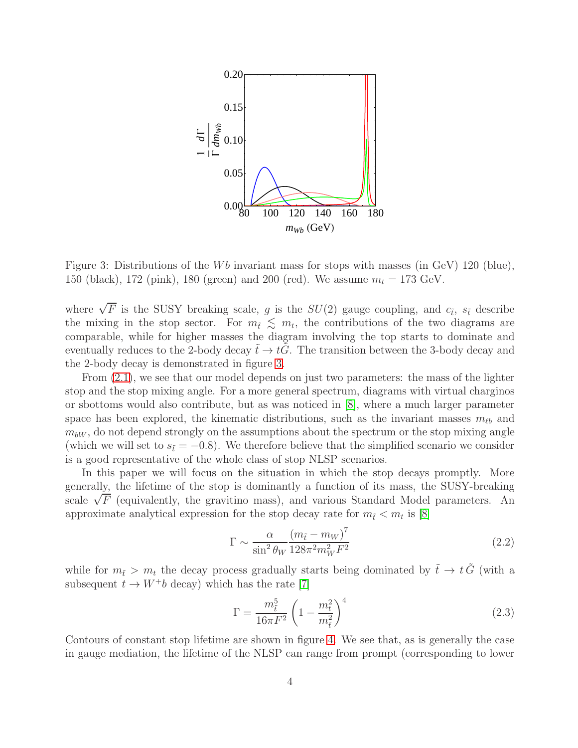Figure 3: Distributions of the $Wb$ invariant mass for stops with masses (in GeV) 120 (blue), 150 (black), 172 (pink), 180 (green) and 200 (red). We assume $m_t = 173$ GeV.

where $\sqrt{F}$ is the SUSY breaking scale, $g$ is the $SU(2)$ gauge coupling, and $c_{\tilde{t}}$, $s_{\tilde{t}}$ describe the mixing in the stop sector. For $m_{\tilde{t}} \lesssim m_t$, the contributions of the two diagrams are comparable, while for higher masses the diagram involving the top starts to dominate and eventually reduces to the 2-body decay $\tilde{t} \to t\tilde{G}$. The transition between the 3-body decay and the 2-body decay is demonstrated in figure 3.

From (2.1), we see that our model depends on just two parameters: the mass of the lighter stop and the stop mixing angle. For a more general spectrum, diagrams with virtual charginos or sbottoms would also contribute, but as was noticed in [8], where a much larger parameter space has been explored, the kinematic distributions, such as the invariant masses $m_{\ell b}$ and $m_{bW}$, do not depend strongly on the assumptions about the spectrum or the stop mixing angle (which we will set to $s_{\tilde{t}} = -0.8$). We therefore believe that the simplified scenario we consider is a good representative of the whole class of stop NLSP scenarios.

In this paper we will focus on the situation in which the stop decays promptly. More generally, the lifetime of the stop is dominantly a function of its mass, the SUSY-breaking scale $\sqrt{F}$ (equivalently, the gravitino mass), and various Standard Model parameters. An approximate analytical expression for the stop decay rate for $m_{\tilde{t}} < m_t$ is [8]

$$\Gamma \sim \frac{\alpha}{\sin^2\theta_W} \frac{(m_{\tilde{t}} - m_W)^7}{128\pi^2 m_W^2 F^2} \tag{2.2}$$

while for $m_{\tilde{t}} > m_t$ the decay process gradually starts being dominated by $\tilde{t} \to t\,\tilde{G}$ (with a subsequent $t \to W^+ b$ decay) which has the rate [7]

$$\Gamma = \frac{m_{\tilde{t}}^5}{16\pi F^2} \left(1 - \frac{m_t^2}{m_{\tilde{t}}^2}\right)^4 \tag{2.3}$$

Contours of constant stop lifetime are shown in figure 4. We see that, as is generally the case in gauge mediation, the lifetime of the NLSP can range from prompt (corresponding to lower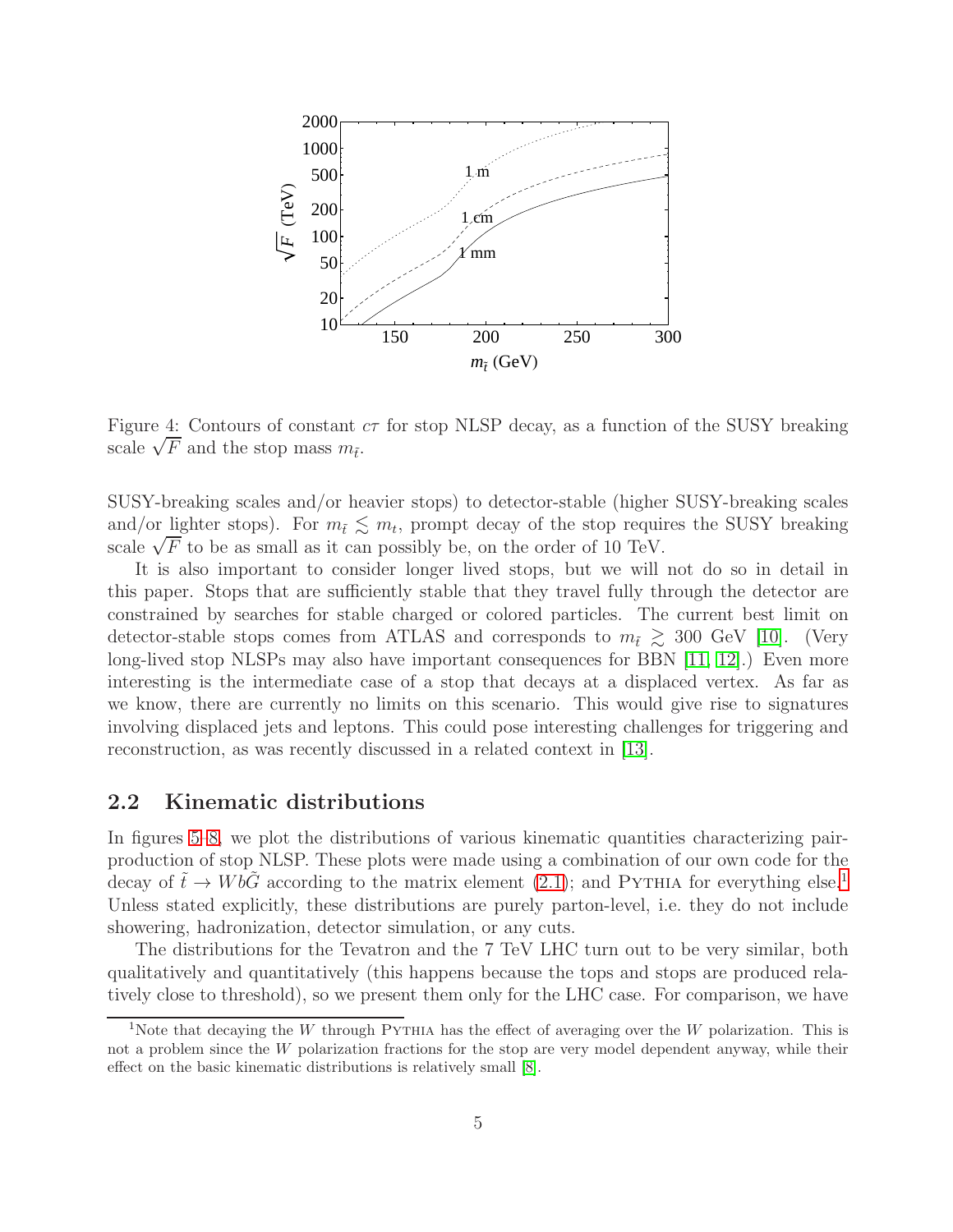Figure 4: Contours of constant $c\tau$ for stop NLSP decay, as a function of the SUSY breaking scale $\sqrt{F}$ and the stop mass $m_{\tilde{t}}$.

SUSY-breaking scales and/or heavier stops) to detector-stable (higher SUSY-breaking scales and/or lighter stops). For $m_{\tilde{t}} \lesssim m_t$, prompt decay of the stop requires the SUSY breaking scale $\sqrt{F}$ to be as small as it can possibly be, on the order of 10 TeV.

It is also important to consider longer lived stops, but we will not do so in detail in this paper. Stops that are sufficiently stable that they travel fully through the detector are constrained by searches for stable charged or colored particles. The current best limit on detector-stable stops comes from ATLAS and corresponds to $m_{\tilde{t}} \gtrsim 300$ GeV [10]. (Very long-lived stop NLSPs may also have important consequences for BBN [11, 12].) Even more interesting is the intermediate case of a stop that decays at a displaced vertex. As far as we know, there are currently no limits on this scenario. This would give rise to signatures involving displaced jets and leptons. This could pose interesting challenges for triggering and reconstruction, as was recently discussed in a related context in [13].

## 2.2 Kinematic distributions

In figures 5–8, we plot the distributions of various kinematic quantities characterizing pair-production of stop NLSP. These plots were made using a combination of our own code for the decay of $\tilde{t} \to Wb\tilde{G}$ according to the matrix element (2.1); and PYTHIA for everything else.[1] Unless stated explicitly, these distributions are purely parton-level, i.e. they do not include showering, hadronization, detector simulation, or any cuts.

The distributions for the Tevatron and the 7 TeV LHC turn out to be very similar, both qualitatively and quantitatively (this happens because the tops and stops are produced relatively close to threshold), so we present them only for the LHC case. For comparison, we have

[1] Note that decaying the $W$ through PYTHIA has the effect of averaging over the $W$ polarization. This is not a problem since the $W$ polarization fractions for the stop are very model dependent anyway, while their effect on the basic kinematic distributions is relatively small [8].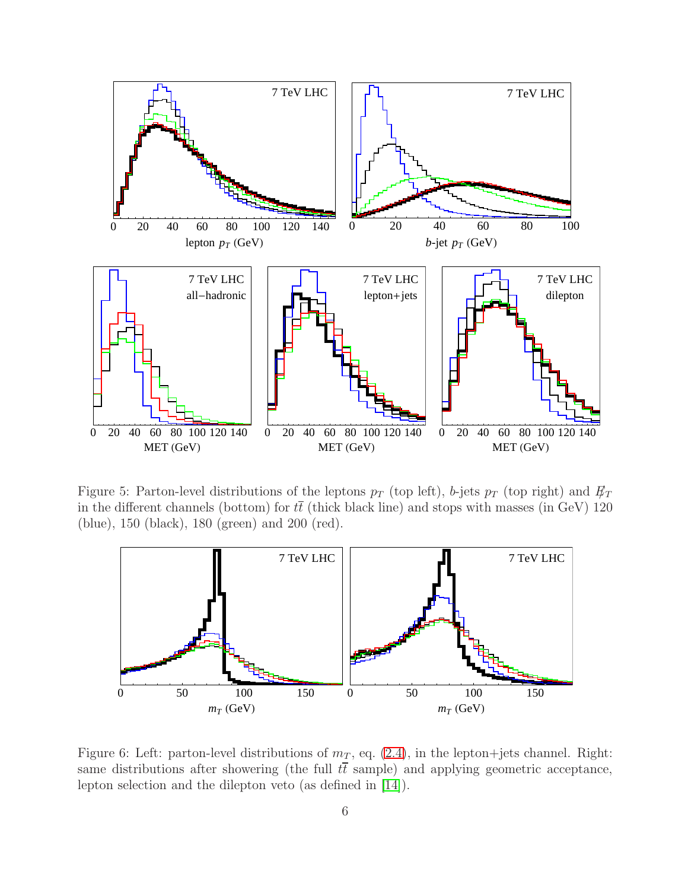Figure 5: Parton-level distributions of the leptons $p_T$ (top left), $b$-jets $p_T$ (top right) and $\not{E}_T$ in the different channels (bottom) for $t\bar{t}$ (thick black line) and stops with masses (in GeV) 120 (blue), 150 (black), 180 (green) and 200 (red).

Figure 6: Left: parton-level distributions of $m_T$, eq. (2.4), in the lepton+jets channel. Right: same distributions after showering (the full $t\bar{t}$ sample) and applying geometric acceptance, lepton selection and the dilepton veto (as defined in [14]).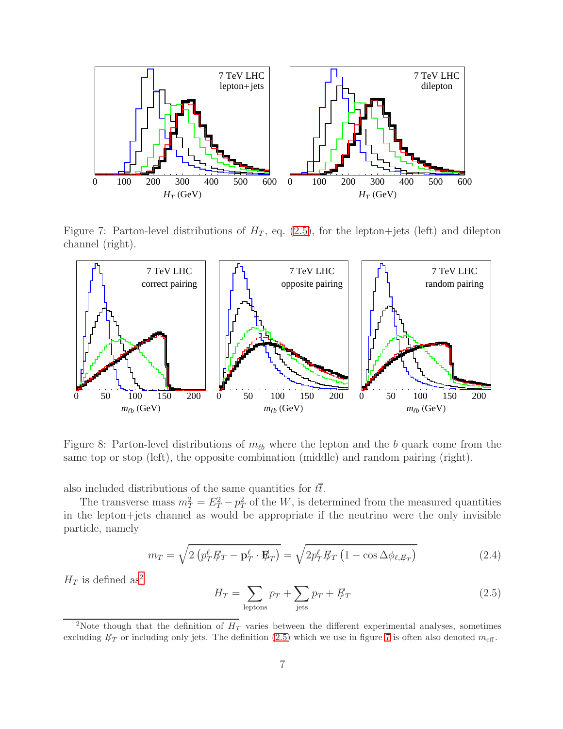Figure 7: Parton-level distributions of $H_T$, eq. (2.5), for the lepton+jets (left) and dilepton channel (right).

Figure 8: Parton-level distributions of $m_{\ell b}$ where the lepton and the $b$ quark come from the same top or stop (left), the opposite combination (middle) and random pairing (right).

also included distributions of the same quantities for $t\bar{t}$.

The transverse mass $m_T^2 = E_T^2 - p_T^2$ of the $W$, is determined from the measured quantities in the lepton+jets channel as would be appropriate if the neutrino were the only invisible particle, namely

$$m_T = \sqrt{2\left(p_T^\ell \not{E}_T - \mathbf{p}_T^\ell \cdot \not{\mathbf{E}}_T\right)} = \sqrt{2 p_T^\ell \not{E}_T \left(1 - \cos \Delta\phi_{\ell,\not{E}_T}\right)} \tag{2.4}$$

$H_T$ is defined as[2]

$$H_T = \sum_{\text{leptons}} p_T + \sum_{\text{jets}} p_T + \not{E}_T \tag{2.5}$$

[2]Note though that the definition of $H_T$ varies between the different experimental analyses, sometimes excluding $\not{E}_T$ or including only jets. The definition (2.5) which we use in figure 7 is often also denoted $m_{\text{eff}}$.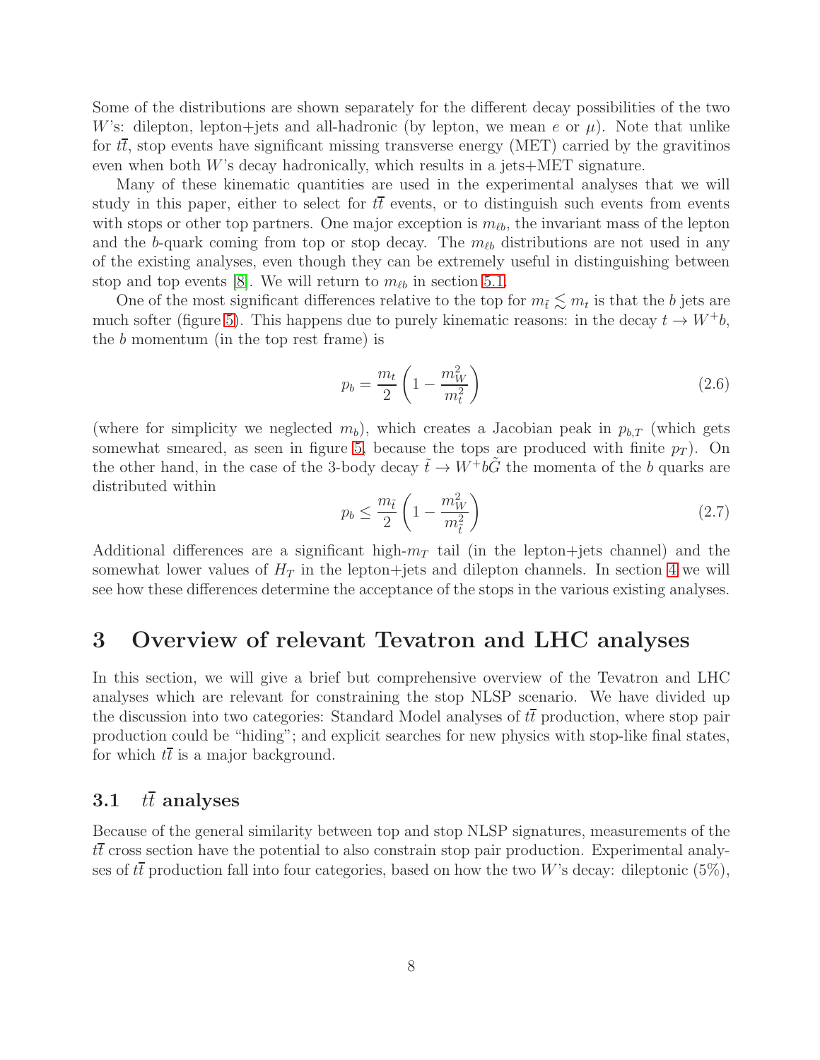Some of the distributions are shown separately for the different decay possibilities of the two $W$'s: dilepton, lepton+jets and all-hadronic (by lepton, we mean $e$ or $\mu$). Note that unlike for $t\bar{t}$, stop events have significant missing transverse energy (MET) carried by the gravitinos even when both $W$'s decay hadronically, which results in a jets+MET signature.

Many of these kinematic quantities are used in the experimental analyses that we will study in this paper, either to select for $t\bar{t}$ events, or to distinguish such events from events with stops or other top partners. One major exception is $m_{\ell b}$, the invariant mass of the lepton and the $b$-quark coming from top or stop decay. The $m_{\ell b}$ distributions are not used in any of the existing analyses, even though they can be extremely useful in distinguishing between stop and top events [8]. We will return to $m_{\ell b}$ in section 5.1.

One of the most significant differences relative to the top for $m_{\tilde{t}} \lesssim m_t$ is that the $b$ jets are much softer (figure 5). This happens due to purely kinematic reasons: in the decay $t \to W^+ b$, the $b$ momentum (in the top rest frame) is

$$p_b = \frac{m_t}{2}\left(1 - \frac{m_W^2}{m_t^2}\right) \tag{2.6}$$

(where for simplicity we neglected $m_b$), which creates a Jacobian peak in $p_{b,T}$ (which gets somewhat smeared, as seen in figure 5, because the tops are produced with finite $p_T$). On the other hand, in the case of the 3-body decay $\tilde{t} \to W^+ b \tilde{G}$ the momenta of the $b$ quarks are distributed within

$$p_b \leq \frac{m_{\tilde{t}}}{2}\left(1 - \frac{m_W^2}{m_{\tilde{t}}^2}\right) \tag{2.7}$$

Additional differences are a significant high-$m_T$ tail (in the lepton+jets channel) and the somewhat lower values of $H_T$ in the lepton+jets and dilepton channels. In section 4 we will see how these differences determine the acceptance of the stops in the various existing analyses.

# 3 Overview of relevant Tevatron and LHC analyses

In this section, we will give a brief but comprehensive overview of the Tevatron and LHC analyses which are relevant for constraining the stop NLSP scenario. We have divided up the discussion into two categories: Standard Model analyses of $t\bar{t}$ production, where stop pair production could be "hiding"; and explicit searches for new physics with stop-like final states, for which $t\bar{t}$ is a major background.

## 3.1 $t\bar{t}$ analyses

Because of the general similarity between top and stop NLSP signatures, measurements of the $t\bar{t}$ cross section have the potential to also constrain stop pair production. Experimental analyses of $t\bar{t}$ production fall into four categories, based on how the two $W$'s decay: dileptonic (5%),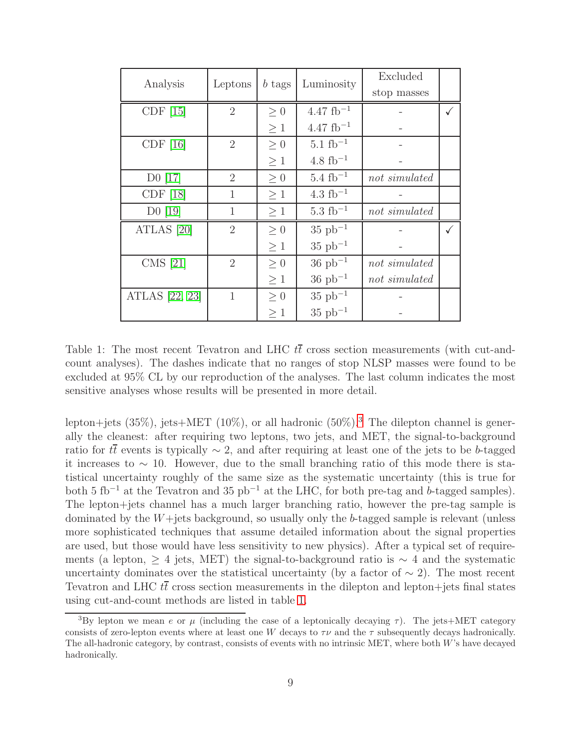| Analysis | Leptons | $b$ tags | Luminosity | Excluded stop masses | |
|---|---|---|---|---|---|
| CDF [15] | 2 | $\geq 0$ | 4.47 fb$^{-1}$ | - | ✓ |
| | | $\geq 1$ | 4.47 fb$^{-1}$ | - | |
| CDF [16] | 2 | $\geq 0$ | 5.1 fb$^{-1}$ | - | |
| | | $\geq 1$ | 4.8 fb$^{-1}$ | - | |
| D0 [17] | 2 | $\geq 0$ | 5.4 fb$^{-1}$ | *not simulated* | |
| CDF [18] | 1 | $\geq 1$ | 4.3 fb$^{-1}$ | - | |
| D0 [19] | 1 | $\geq 1$ | 5.3 fb$^{-1}$ | *not simulated* | |
| ATLAS [20] | 2 | $\geq 0$ | 35 pb$^{-1}$ | - | ✓ |
| | | $\geq 1$ | 35 pb$^{-1}$ | - | |
| CMS [21] | 2 | $\geq 0$ | 36 pb$^{-1}$ | *not simulated* | |
| | | $\geq 1$ | 36 pb$^{-1}$ | *not simulated* | |
| ATLAS [22, 23] | 1 | $\geq 0$ | 35 pb$^{-1}$ | - | |
| | | $\geq 1$ | 35 pb$^{-1}$ | - | |

Table 1: The most recent Tevatron and LHC $t\bar{t}$ cross section measurements (with cut-and-count analyses). The dashes indicate that no ranges of stop NLSP masses were found to be excluded at 95% CL by our reproduction of the analyses. The last column indicates the most sensitive analyses whose results will be presented in more detail.

lepton+jets (35%), jets+MET (10%), or all hadronic (50%).[3] The dilepton channel is generally the cleanest: after requiring two leptons, two jets, and MET, the signal-to-background ratio for $t\bar{t}$ events is typically $\sim 2$, and after requiring at least one of the jets to be $b$-tagged it increases to $\sim 10$. However, due to the small branching ratio of this mode there is statistical uncertainty roughly of the same size as the systematic uncertainty (this is true for both 5 fb$^{-1}$ at the Tevatron and 35 pb$^{-1}$ at the LHC, for both pre-tag and $b$-tagged samples). The lepton+jets channel has a much larger branching ratio, however the pre-tag sample is dominated by the $W$+jets background, so usually only the $b$-tagged sample is relevant (unless more sophisticated techniques that assume detailed information about the signal properties are used, but those would have less sensitivity to new physics). After a typical set of requirements (a lepton, $\geq 4$ jets, MET) the signal-to-background ratio is $\sim 4$ and the systematic uncertainty dominates over the statistical uncertainty (by a factor of $\sim 2$). The most recent Tevatron and LHC $t\bar{t}$ cross section measurements in the dilepton and lepton+jets final states using cut-and-count methods are listed in table 1.

[3] By lepton we mean $e$ or $\mu$ (including the case of a leptonically decaying $\tau$). The jets+MET category consists of zero-lepton events where at least one $W$ decays to $\tau\nu$ and the $\tau$ subsequently decays hadronically. The all-hadronic category, by contrast, consists of events with no intrinsic MET, where both $W$'s have decayed hadronically.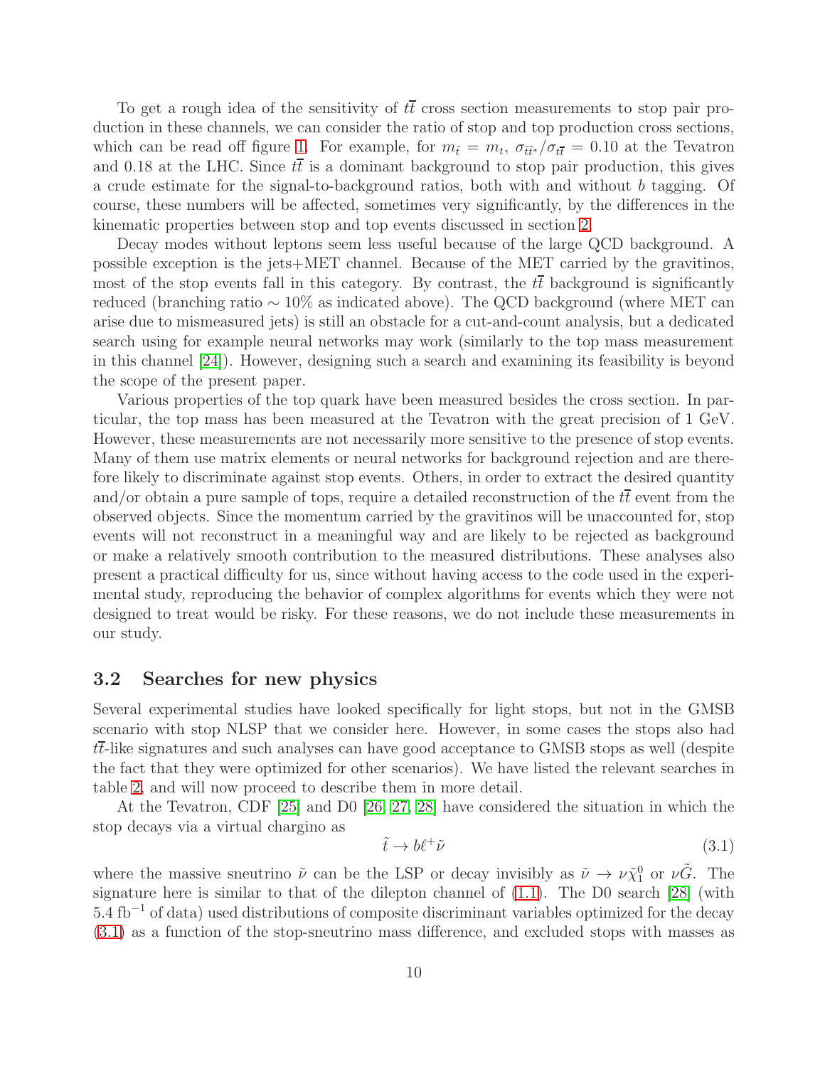To get a rough idea of the sensitivity of $t\bar{t}$ cross section measurements to stop pair production in these channels, we can consider the ratio of stop and top production cross sections, which can be read off figure 1. For example, for $m_{\tilde{t}} = m_t$, $\sigma_{\tilde{t}\tilde{t}^*}/\sigma_{t\bar{t}} = 0.10$ at the Tevatron and 0.18 at the LHC. Since $t\bar{t}$ is a dominant background to stop pair production, this gives a crude estimate for the signal-to-background ratios, both with and without $b$ tagging. Of course, these numbers will be affected, sometimes very significantly, by the differences in the kinematic properties between stop and top events discussed in section 2.

Decay modes without leptons seem less useful because of the large QCD background. A possible exception is the jets+MET channel. Because of the MET carried by the gravitinos, most of the stop events fall in this category. By contrast, the $t\bar{t}$ background is significantly reduced (branching ratio $\sim 10\%$ as indicated above). The QCD background (where MET can arise due to mismeasured jets) is still an obstacle for a cut-and-count analysis, but a dedicated search using for example neural networks may work (similarly to the top mass measurement in this channel [24]). However, designing such a search and examining its feasibility is beyond the scope of the present paper.

Various properties of the top quark have been measured besides the cross section. In particular, the top mass has been measured at the Tevatron with the great precision of 1 GeV. However, these measurements are not necessarily more sensitive to the presence of stop events. Many of them use matrix elements or neural networks for background rejection and are therefore likely to discriminate against stop events. Others, in order to extract the desired quantity and/or obtain a pure sample of tops, require a detailed reconstruction of the $t\bar{t}$ event from the observed objects. Since the momentum carried by the gravitinos will be unaccounted for, stop events will not reconstruct in a meaningful way and are likely to be rejected as background or make a relatively smooth contribution to the measured distributions. These analyses also present a practical difficulty for us, since without having access to the code used in the experimental study, reproducing the behavior of complex algorithms for events which they were not designed to treat would be risky. For these reasons, we do not include these measurements in our study.

## 3.2 Searches for new physics

Several experimental studies have looked specifically for light stops, but not in the GMSB scenario with stop NLSP that we consider here. However, in some cases the stops also had $t\bar{t}$-like signatures and such analyses can have good acceptance to GMSB stops as well (despite the fact that they were optimized for other scenarios). We have listed the relevant searches in table 2, and will now proceed to describe them in more detail.

At the Tevatron, CDF [25] and D0 [26, 27, 28] have considered the situation in which the stop decays via a virtual chargino as

$$\tilde{t} \to b\ell^+\tilde{\nu} \tag{3.1}$$

where the massive sneutrino $\tilde{\nu}$ can be the LSP or decay invisibly as $\tilde{\nu} \to \nu\tilde{\chi}_1^0$ or $\nu\tilde{G}$. The signature here is similar to that of the dilepton channel of (1.1). The D0 search [28] (with $5.4\ \mathrm{fb}^{-1}$ of data) used distributions of composite discriminant variables optimized for the decay (3.1) as a function of the stop-sneutrino mass difference, and excluded stops with masses as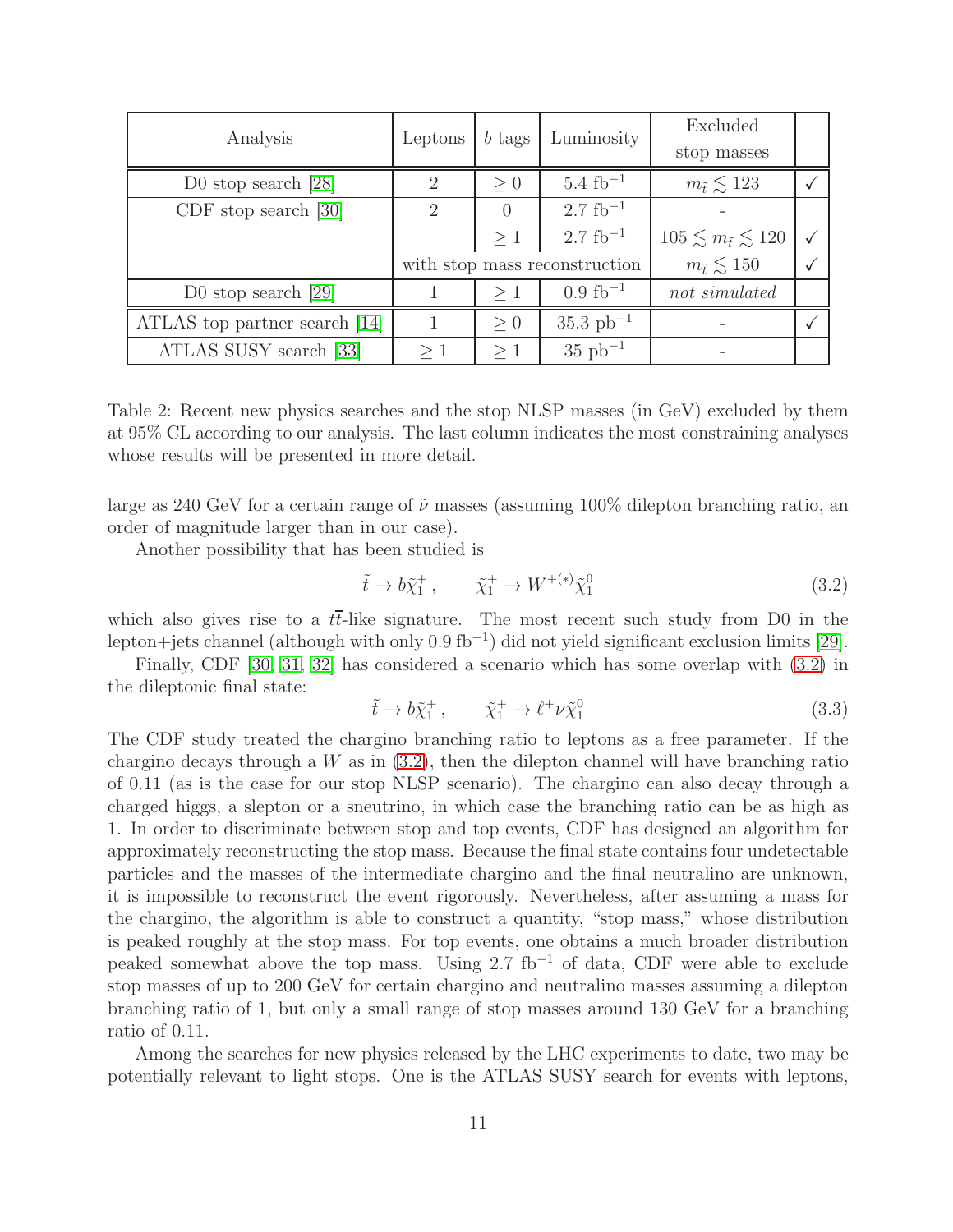| Analysis | Leptons | $b$ tags | Luminosity | Excluded stop masses | |
|---|---|---|---|---|---|
| D0 stop search [28] | 2 | $\geq 0$ | 5.4 fb$^{-1}$ | $m_{\tilde{t}} \lesssim 123$ | ✓ |
| CDF stop search [30] | 2 | 0 | 2.7 fb$^{-1}$ | - | |
| | | $\geq 1$ | 2.7 fb$^{-1}$ | $105 \lesssim m_{\tilde{t}} \lesssim 120$ | ✓ |
| | with stop mass reconstruction | | | $m_{\tilde{t}} \lesssim 150$ | ✓ |
| D0 stop search [29] | 1 | $\geq 1$ | 0.9 fb$^{-1}$ | *not simulated* | |
| ATLAS top partner search [14] | 1 | $\geq 0$ | 35.3 pb$^{-1}$ | - | ✓ |
| ATLAS SUSY search [33] | $\geq 1$ | $\geq 1$ | 35 pb$^{-1}$ | - | |

Table 2: Recent new physics searches and the stop NLSP masses (in GeV) excluded by them at 95% CL according to our analysis. The last column indicates the most constraining analyses whose results will be presented in more detail.

large as 240 GeV for a certain range of $\tilde{\nu}$ masses (assuming 100% dilepton branching ratio, an order of magnitude larger than in our case).

Another possibility that has been studied is

$$\tilde{t} \to b\tilde{\chi}_1^+ , \qquad \tilde{\chi}_1^+ \to W^{+(*)}\tilde{\chi}_1^0 \tag{3.2}$$

which also gives rise to a $t\bar{t}$-like signature. The most recent such study from D0 in the lepton+jets channel (although with only 0.9 fb$^{-1}$) did not yield significant exclusion limits [29].

Finally, CDF [30, 31, 32] has considered a scenario which has some overlap with (3.2) in the dileptonic final state:

$$\tilde{t} \to b\tilde{\chi}_1^+ , \qquad \tilde{\chi}_1^+ \to \ell^+\nu\tilde{\chi}_1^0 \tag{3.3}$$

The CDF study treated the chargino branching ratio to leptons as a free parameter. If the chargino decays through a $W$ as in (3.2), then the dilepton channel will have branching ratio of 0.11 (as is the case for our stop NLSP scenario). The chargino can also decay through a charged higgs, a slepton or a sneutrino, in which case the branching ratio can be as high as 1. In order to discriminate between stop and top events, CDF has designed an algorithm for approximately reconstructing the stop mass. Because the final state contains four undetectable particles and the masses of the intermediate chargino and the final neutralino are unknown, it is impossible to reconstruct the event rigorously. Nevertheless, after assuming a mass for the chargino, the algorithm is able to construct a quantity, "stop mass," whose distribution is peaked roughly at the stop mass. For top events, one obtains a much broader distribution peaked somewhat above the top mass. Using 2.7 fb$^{-1}$ of data, CDF were able to exclude stop masses of up to 200 GeV for certain chargino and neutralino masses assuming a dilepton branching ratio of 1, but only a small range of stop masses around 130 GeV for a branching ratio of 0.11.

Among the searches for new physics released by the LHC experiments to date, two may be potentially relevant to light stops. One is the ATLAS SUSY search for events with leptons,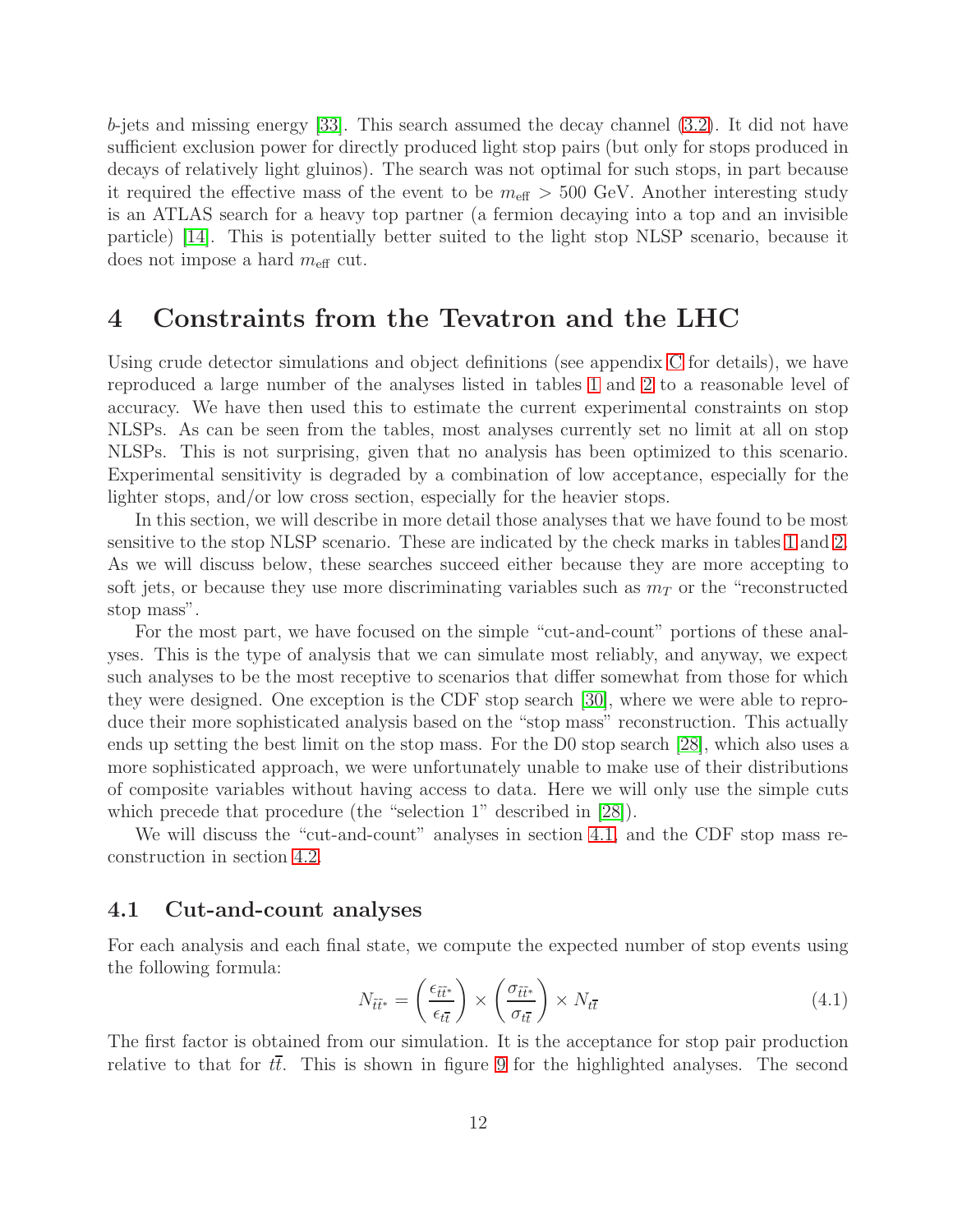$b$-jets and missing energy [33]. This search assumed the decay channel (3.2). It did not have sufficient exclusion power for directly produced light stop pairs (but only for stops produced in decays of relatively light gluinos). The search was not optimal for such stops, in part because it required the effective mass of the event to be $m_{\rm eff} > 500$ GeV. Another interesting study is an ATLAS search for a heavy top partner (a fermion decaying into a top and an invisible particle) [14]. This is potentially better suited to the light stop NLSP scenario, because it does not impose a hard $m_{\rm eff}$ cut.

# 4 Constraints from the Tevatron and the LHC

Using crude detector simulations and object definitions (see appendix C for details), we have reproduced a large number of the analyses listed in tables 1 and 2 to a reasonable level of accuracy. We have then used this to estimate the current experimental constraints on stop NLSPs. As can be seen from the tables, most analyses currently set no limit at all on stop NLSPs. This is not surprising, given that no analysis has been optimized to this scenario. Experimental sensitivity is degraded by a combination of low acceptance, especially for the lighter stops, and/or low cross section, especially for the heavier stops.

In this section, we will describe in more detail those analyses that we have found to be most sensitive to the stop NLSP scenario. These are indicated by the check marks in tables 1 and 2. As we will discuss below, these searches succeed either because they are more accepting to soft jets, or because they use more discriminating variables such as $m_T$ or the "reconstructed stop mass".

For the most part, we have focused on the simple "cut-and-count" portions of these analyses. This is the type of analysis that we can simulate most reliably, and anyway, we expect such analyses to be the most receptive to scenarios that differ somewhat from those for which they were designed. One exception is the CDF stop search [30], where we were able to reproduce their more sophisticated analysis based on the "stop mass" reconstruction. This actually ends up setting the best limit on the stop mass. For the D0 stop search [28], which also uses a more sophisticated approach, we were unfortunately unable to make use of their distributions of composite variables without having access to data. Here we will only use the simple cuts which precede that procedure (the "selection 1" described in [28]).

We will discuss the "cut-and-count" analyses in section 4.1, and the CDF stop mass reconstruction in section 4.2.

## 4.1 Cut-and-count analyses

For each analysis and each final state, we compute the expected number of stop events using the following formula:

$$N_{\tilde{t}\tilde{t}^*} = \left(\frac{\epsilon_{\tilde{t}\tilde{t}^*}}{\epsilon_{t\bar{t}}}\right) \times \left(\frac{\sigma_{\tilde{t}\tilde{t}^*}}{\sigma_{t\bar{t}}}\right) \times N_{t\bar{t}} \tag{4.1}$$

The first factor is obtained from our simulation. It is the acceptance for stop pair production relative to that for $t\bar{t}$. This is shown in figure 9 for the highlighted analyses. The second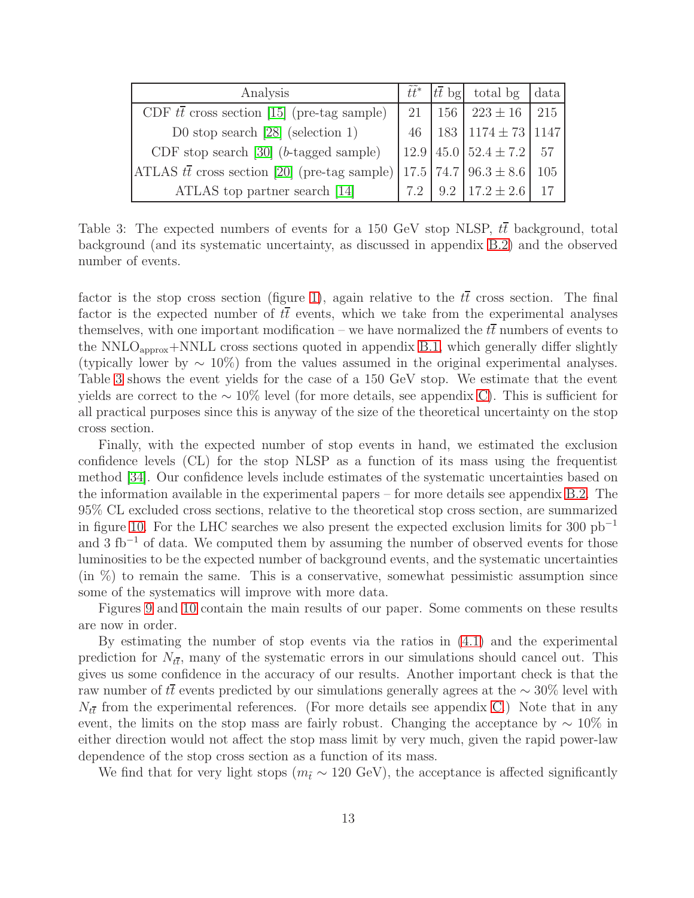| Analysis | $\tilde{t}\tilde{t}^*$ | $t\bar{t}$ bg | total bg | data |
|---|---|---|---|---|
| CDF $t\bar{t}$ cross section [15] (pre-tag sample) | 21 | 156 | $223 \pm 16$ | 215 |
| D0 stop search [28] (selection 1) | 46 | 183 | $1174 \pm 73$ | 1147 |
| CDF stop search [30] ($b$-tagged sample) | 12.9 | 45.0 | $52.4 \pm 7.2$ | 57 |
| ATLAS $t\bar{t}$ cross section [20] (pre-tag sample) | 17.5 | 74.7 | $96.3 \pm 8.6$ | 105 |
| ATLAS top partner search [14] | 7.2 | 9.2 | $17.2 \pm 2.6$ | 17 |

Table 3: The expected numbers of events for a 150 GeV stop NLSP, $t\bar{t}$ background, total background (and its systematic uncertainty, as discussed in appendix B.2) and the observed number of events.

factor is the stop cross section (figure 1), again relative to the $t\bar{t}$ cross section. The final factor is the expected number of $t\bar{t}$ events, which we take from the experimental analyses themselves, with one important modification – we have normalized the $t\bar{t}$ numbers of events to the NNLO$_{\rm approx}$+NNLL cross sections quoted in appendix B.1, which generally differ slightly (typically lower by $\sim 10\%$) from the values assumed in the original experimental analyses. Table 3 shows the event yields for the case of a 150 GeV stop. We estimate that the event yields are correct to the $\sim 10\%$ level (for more details, see appendix C). This is sufficient for all practical purposes since this is anyway of the size of the theoretical uncertainty on the stop cross section.

Finally, with the expected number of stop events in hand, we estimated the exclusion confidence levels (CL) for the stop NLSP as a function of its mass using the frequentist method [34]. Our confidence levels include estimates of the systematic uncertainties based on the information available in the experimental papers – for more details see appendix B.2. The 95% CL excluded cross sections, relative to the theoretical stop cross section, are summarized in figure 10. For the LHC searches we also present the expected exclusion limits for 300 pb$^{-1}$ and 3 fb$^{-1}$ of data. We computed them by assuming the number of observed events for those luminosities to be the expected number of background events, and the systematic uncertainties (in %) to remain the same. This is a conservative, somewhat pessimistic assumption since some of the systematics will improve with more data.

Figures 9 and 10 contain the main results of our paper. Some comments on these results are now in order.

By estimating the number of stop events via the ratios in (4.1) and the experimental prediction for $N_{t\bar{t}}$, many of the systematic errors in our simulations should cancel out. This gives us some confidence in the accuracy of our results. Another important check is that the raw number of $t\bar{t}$ events predicted by our simulations generally agrees at the $\sim 30\%$ level with $N_{t\bar{t}}$ from the experimental references. (For more details see appendix C.) Note that in any event, the limits on the stop mass are fairly robust. Changing the acceptance by $\sim 10\%$ in either direction would not affect the stop mass limit by very much, given the rapid power-law dependence of the stop cross section as a function of its mass.

We find that for very light stops ($m_{\tilde{t}} \sim 120$ GeV), the acceptance is affected significantly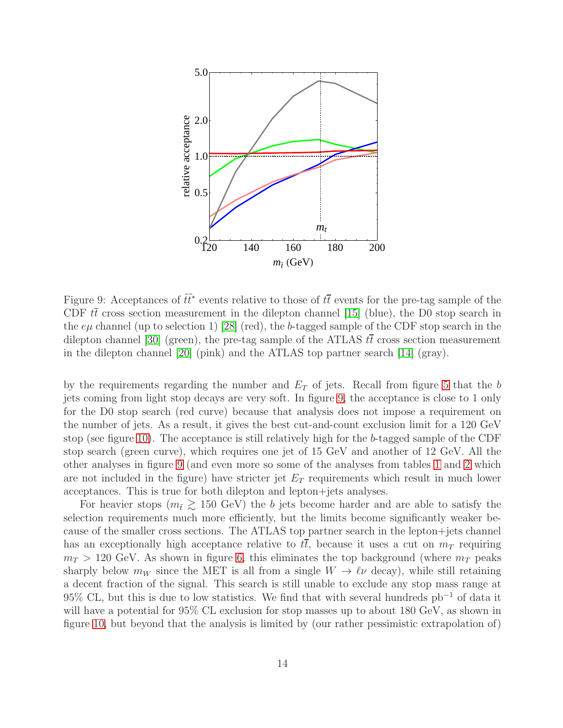Figure 9: Acceptances of $\tilde{t}\tilde{t}^*$ events relative to those of $t\bar{t}$ events for the pre-tag sample of the CDF $t\bar{t}$ cross section measurement in the dilepton channel [15] (blue), the D0 stop search in the $e\mu$ channel (up to selection 1) [28] (red), the $b$-tagged sample of the CDF stop search in the dilepton channel [30] (green), the pre-tag sample of the ATLAS $t\bar{t}$ cross section measurement in the dilepton channel [20] (pink) and the ATLAS top partner search [14] (gray).

by the requirements regarding the number and $E_T$ of jets. Recall from figure 5 that the $b$ jets coming from light stop decays are very soft. In figure 9, the acceptance is close to 1 only for the D0 stop search (red curve) because that analysis does not impose a requirement on the number of jets. As a result, it gives the best cut-and-count exclusion limit for a 120 GeV stop (see figure 10). The acceptance is still relatively high for the $b$-tagged sample of the CDF stop search (green curve), which requires one jet of 15 GeV and another of 12 GeV. All the other analyses in figure 9 (and even more so some of the analyses from tables 1 and 2 which are not included in the figure) have stricter jet $E_T$ requirements which result in much lower acceptances. This is true for both dilepton and lepton+jets analyses.

For heavier stops ($m_{\tilde{t}} \gtrsim 150$ GeV) the $b$ jets become harder and are able to satisfy the selection requirements much more efficiently, but the limits become significantly weaker because of the smaller cross sections. The ATLAS top partner search in the lepton+jets channel has an exceptionally high acceptance relative to $t\bar{t}$, because it uses a cut on $m_T$ requiring $m_T > 120$ GeV. As shown in figure 6, this eliminates the top background (where $m_T$ peaks sharply below $m_W$ since the MET is all from a single $W \to \ell\nu$ decay), while still retaining a decent fraction of the signal. This search is still unable to exclude any stop mass range at 95% CL, but this is due to low statistics. We find that with several hundreds pb$^{-1}$ of data it will have a potential for 95% CL exclusion for stop masses up to about 180 GeV, as shown in figure 10, but beyond that the analysis is limited by (our rather pessimistic extrapolation of)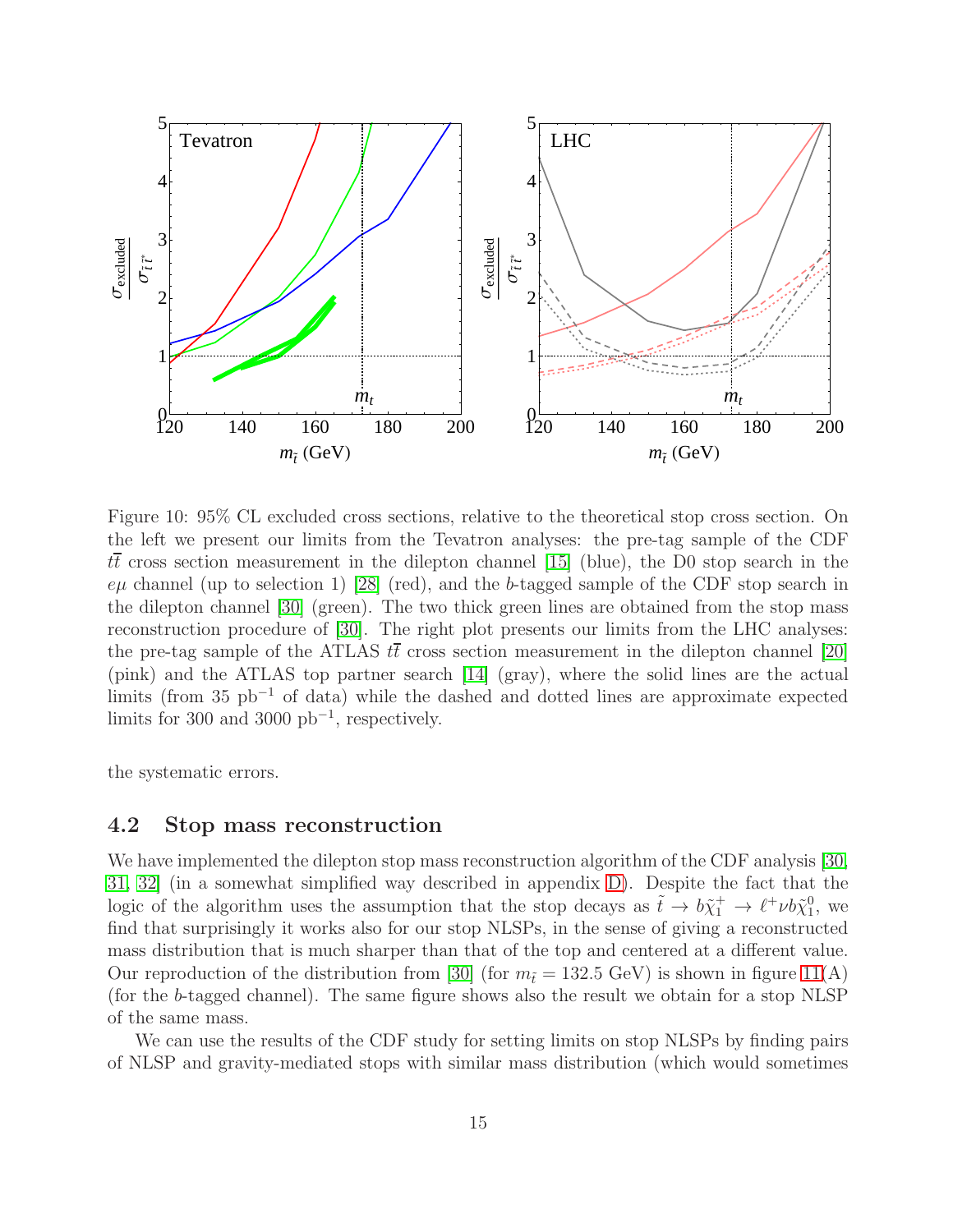Figure 10: 95% CL excluded cross sections, relative to the theoretical stop cross section. On the left we present our limits from the Tevatron analyses: the pre-tag sample of the CDF $t\bar{t}$ cross section measurement in the dilepton channel [15] (blue), the D0 stop search in the $e\mu$ channel (up to selection 1) [28] (red), and the $b$-tagged sample of the CDF stop search in the dilepton channel [30] (green). The two thick green lines are obtained from the stop mass reconstruction procedure of [30]. The right plot presents our limits from the LHC analyses: the pre-tag sample of the ATLAS $t\bar{t}$ cross section measurement in the dilepton channel [20] (pink) and the ATLAS top partner search [14] (gray), where the solid lines are the actual limits (from 35 pb$^{-1}$ of data) while the dashed and dotted lines are approximate expected limits for 300 and 3000 pb$^{-1}$, respectively.

the systematic errors.

### 4.2 Stop mass reconstruction

We have implemented the dilepton stop mass reconstruction algorithm of the CDF analysis [30, 31, 32] (in a somewhat simplified way described in appendix D). Despite the fact that the logic of the algorithm uses the assumption that the stop decays as $\tilde{t} \to b\tilde{\chi}_1^+ \to \ell^+\nu b\tilde{\chi}_1^0$, we find that surprisingly it works also for our stop NLSPs, in the sense of giving a reconstructed mass distribution that is much sharper than that of the top and centered at a different value. Our reproduction of the distribution from [30] (for $m_{\tilde{t}} = 132.5$ GeV) is shown in figure 11(A) (for the $b$-tagged channel). The same figure shows also the result we obtain for a stop NLSP of the same mass.

We can use the results of the CDF study for setting limits on stop NLSPs by finding pairs of NLSP and gravity-mediated stops with similar mass distribution (which would sometimes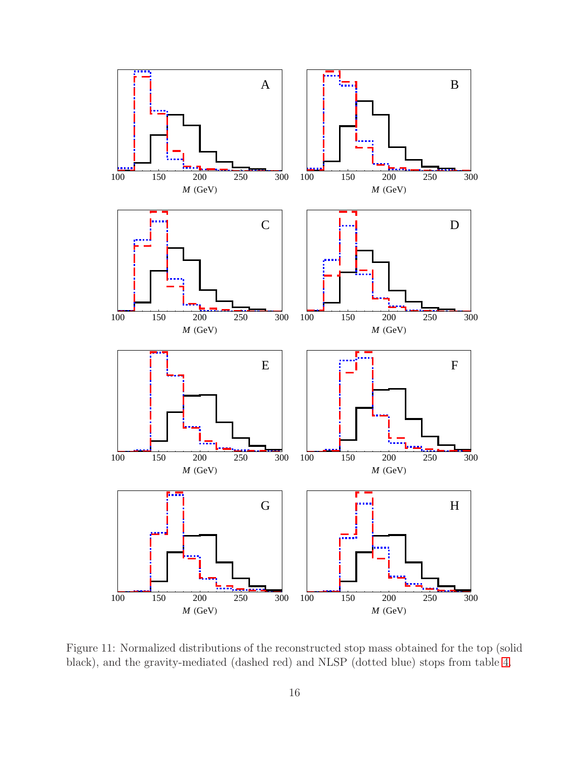Figure 11: Normalized distributions of the reconstructed stop mass obtained for the top (solid black), and the gravity-mediated (dashed red) and NLSP (dotted blue) stops from table 4.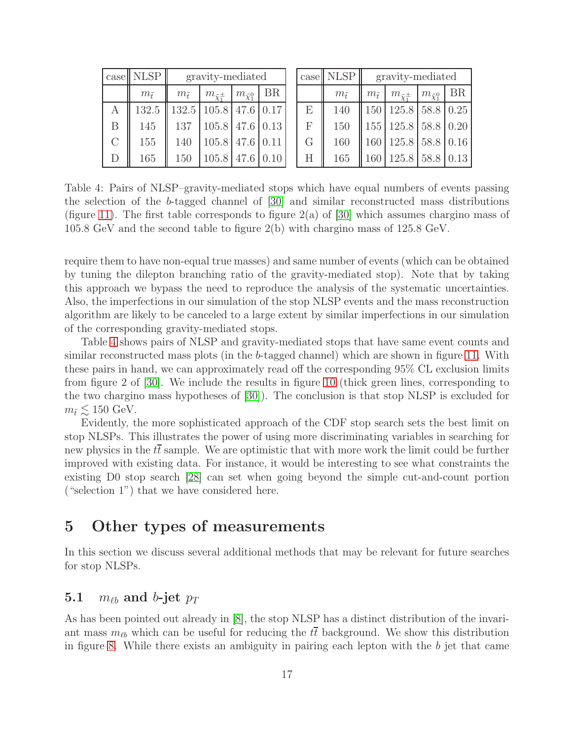| case | NLSP | gravity-mediated | | | |
|---|---|---|---|---|---|
| | $m_{\tilde{t}}$ | $m_{\tilde{t}}$ | $m_{\tilde{\chi}_1^\pm}$ | $m_{\tilde{\chi}_1^0}$ | BR |
| A | 132.5 | 132.5 | 105.8 | 47.6 | 0.17 |
| B | 145 | 137 | 105.8 | 47.6 | 0.13 |
| C | 155 | 140 | 105.8 | 47.6 | 0.11 |
| D | 165 | 150 | 105.8 | 47.6 | 0.10 |

| case | NLSP | gravity-mediated | | | |
|---|---|---|---|---|---|
| | $m_{\tilde{t}}$ | $m_{\tilde{t}}$ | $m_{\tilde{\chi}_1^\pm}$ | $m_{\tilde{\chi}_1^0}$ | BR |
| E | 140 | 150 | 125.8 | 58.8 | 0.25 |
| F | 150 | 155 | 125.8 | 58.8 | 0.20 |
| G | 160 | 160 | 125.8 | 58.8 | 0.16 |
| H | 165 | 160 | 125.8 | 58.8 | 0.13 |

Table 4: Pairs of NLSP–gravity-mediated stops which have equal numbers of events passing the selection of the $b$-tagged channel of [30] and similar reconstructed mass distributions (figure 11). The first table corresponds to figure 2(a) of [30] which assumes chargino mass of 105.8 GeV and the second table to figure 2(b) with chargino mass of 125.8 GeV.

require them to have non-equal true masses) and same number of events (which can be obtained by tuning the dilepton branching ratio of the gravity-mediated stop). Note that by taking this approach we bypass the need to reproduce the analysis of the systematic uncertainties. Also, the imperfections in our simulation of the stop NLSP events and the mass reconstruction algorithm are likely to be canceled to a large extent by similar imperfections in our simulation of the corresponding gravity-mediated stops.

Table 4 shows pairs of NLSP and gravity-mediated stops that have same event counts and similar reconstructed mass plots (in the $b$-tagged channel) which are shown in figure 11. With these pairs in hand, we can approximately read off the corresponding 95% CL exclusion limits from figure 2 of [30]. We include the results in figure 10 (thick green lines, corresponding to the two chargino mass hypotheses of [30]). The conclusion is that stop NLSP is excluded for $m_{\tilde{t}} \lesssim 150$ GeV.

Evidently, the more sophisticated approach of the CDF stop search sets the best limit on stop NLSPs. This illustrates the power of using more discriminating variables in searching for new physics in the $t\bar{t}$ sample. We are optimistic that with more work the limit could be further improved with existing data. For instance, it would be interesting to see what constraints the existing D0 stop search [28] can set when going beyond the simple cut-and-count portion ("selection 1") that we have considered here.

# 5 Other types of measurements

In this section we discuss several additional methods that may be relevant for future searches for stop NLSPs.

## 5.1 $m_{\ell b}$ and $b$-jet $p_T$

As has been pointed out already in [8], the stop NLSP has a distinct distribution of the invariant mass $m_{\ell b}$ which can be useful for reducing the $t\bar{t}$ background. We show this distribution in figure 8. While there exists an ambiguity in pairing each lepton with the $b$ jet that came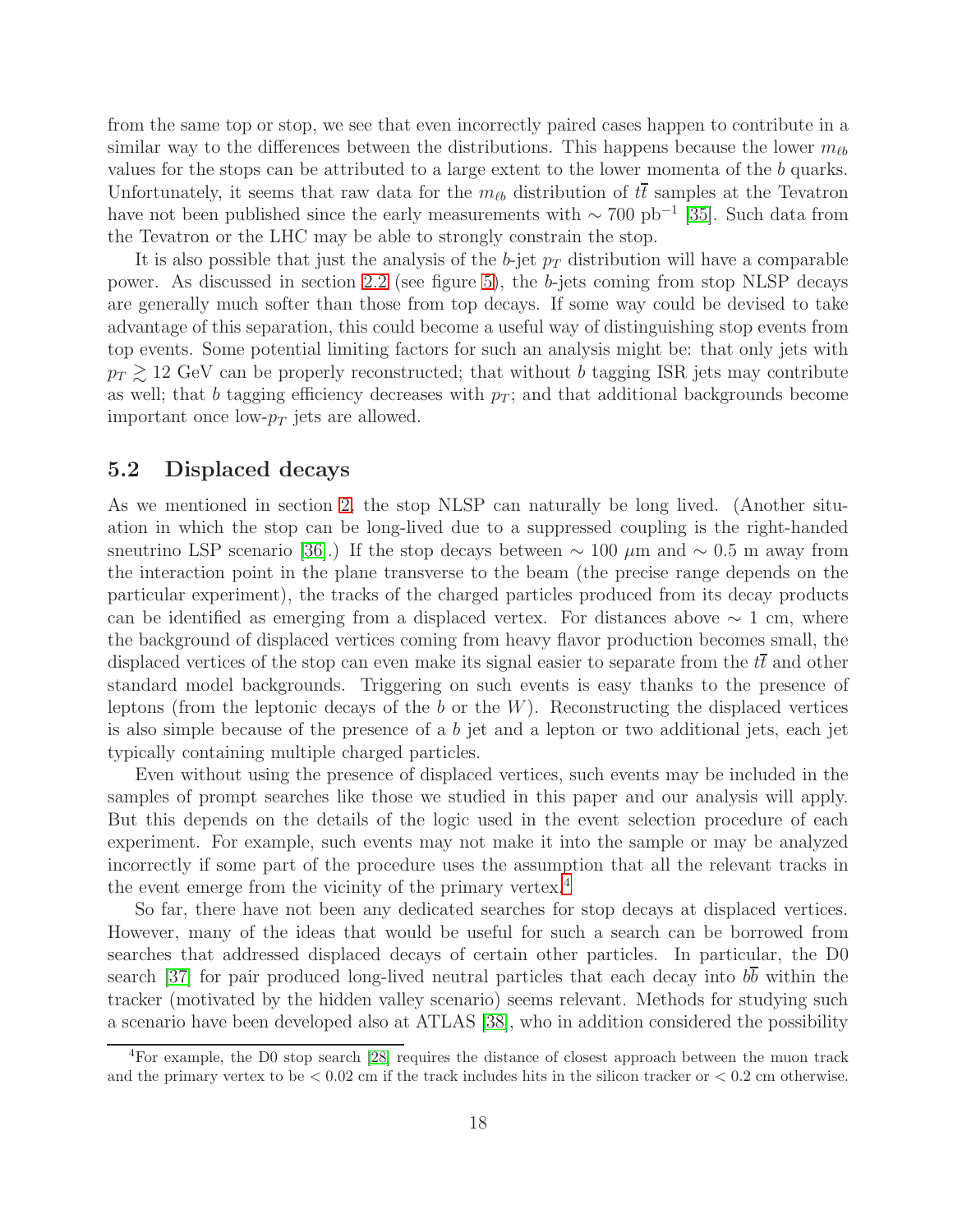from the same top or stop, we see that even incorrectly paired cases happen to contribute in a similar way to the differences between the distributions. This happens because the lower $m_{\ell b}$ values for the stops can be attributed to a large extent to the lower momenta of the $b$ quarks. Unfortunately, it seems that raw data for the $m_{\ell b}$ distribution of $t\bar{t}$ samples at the Tevatron have not been published since the early measurements with $\sim 700$ pb$^{-1}$ [35]. Such data from the Tevatron or the LHC may be able to strongly constrain the stop.

It is also possible that just the analysis of the $b$-jet $p_T$ distribution will have a comparable power. As discussed in section 2.2 (see figure 5), the $b$-jets coming from stop NLSP decays are generally much softer than those from top decays. If some way could be devised to take advantage of this separation, this could become a useful way of distinguishing stop events from top events. Some potential limiting factors for such an analysis might be: that only jets with $p_T \gtrsim 12$ GeV can be properly reconstructed; that without $b$ tagging ISR jets may contribute as well; that $b$ tagging efficiency decreases with $p_T$; and that additional backgrounds become important once low-$p_T$ jets are allowed.

## 5.2 Displaced decays

As we mentioned in section 2, the stop NLSP can naturally be long lived. (Another situation in which the stop can be long-lived due to a suppressed coupling is the right-handed sneutrino LSP scenario [36].) If the stop decays between $\sim 100$ $\mu$m and $\sim 0.5$ m away from the interaction point in the plane transverse to the beam (the precise range depends on the particular experiment), the tracks of the charged particles produced from its decay products can be identified as emerging from a displaced vertex. For distances above $\sim 1$ cm, where the background of displaced vertices coming from heavy flavor production becomes small, the displaced vertices of the stop can even make its signal easier to separate from the $t\bar{t}$ and other standard model backgrounds. Triggering on such events is easy thanks to the presence of leptons (from the leptonic decays of the $b$ or the $W$). Reconstructing the displaced vertices is also simple because of the presence of a $b$ jet and a lepton or two additional jets, each jet typically containing multiple charged particles.

Even without using the presence of displaced vertices, such events may be included in the samples of prompt searches like those we studied in this paper and our analysis will apply. But this depends on the details of the logic used in the event selection procedure of each experiment. For example, such events may not make it into the sample or may be analyzed incorrectly if some part of the procedure uses the assumption that all the relevant tracks in the event emerge from the vicinity of the primary vertex.[4]

So far, there have not been any dedicated searches for stop decays at displaced vertices. However, many of the ideas that would be useful for such a search can be borrowed from searches that addressed displaced decays of certain other particles. In particular, the D0 search [37] for pair produced long-lived neutral particles that each decay into $b\bar{b}$ within the tracker (motivated by the hidden valley scenario) seems relevant. Methods for studying such a scenario have been developed also at ATLAS [38], who in addition considered the possibility

[4] For example, the D0 stop search [28] requires the distance of closest approach between the muon track and the primary vertex to be $< 0.02$ cm if the track includes hits in the silicon tracker or $< 0.2$ cm otherwise.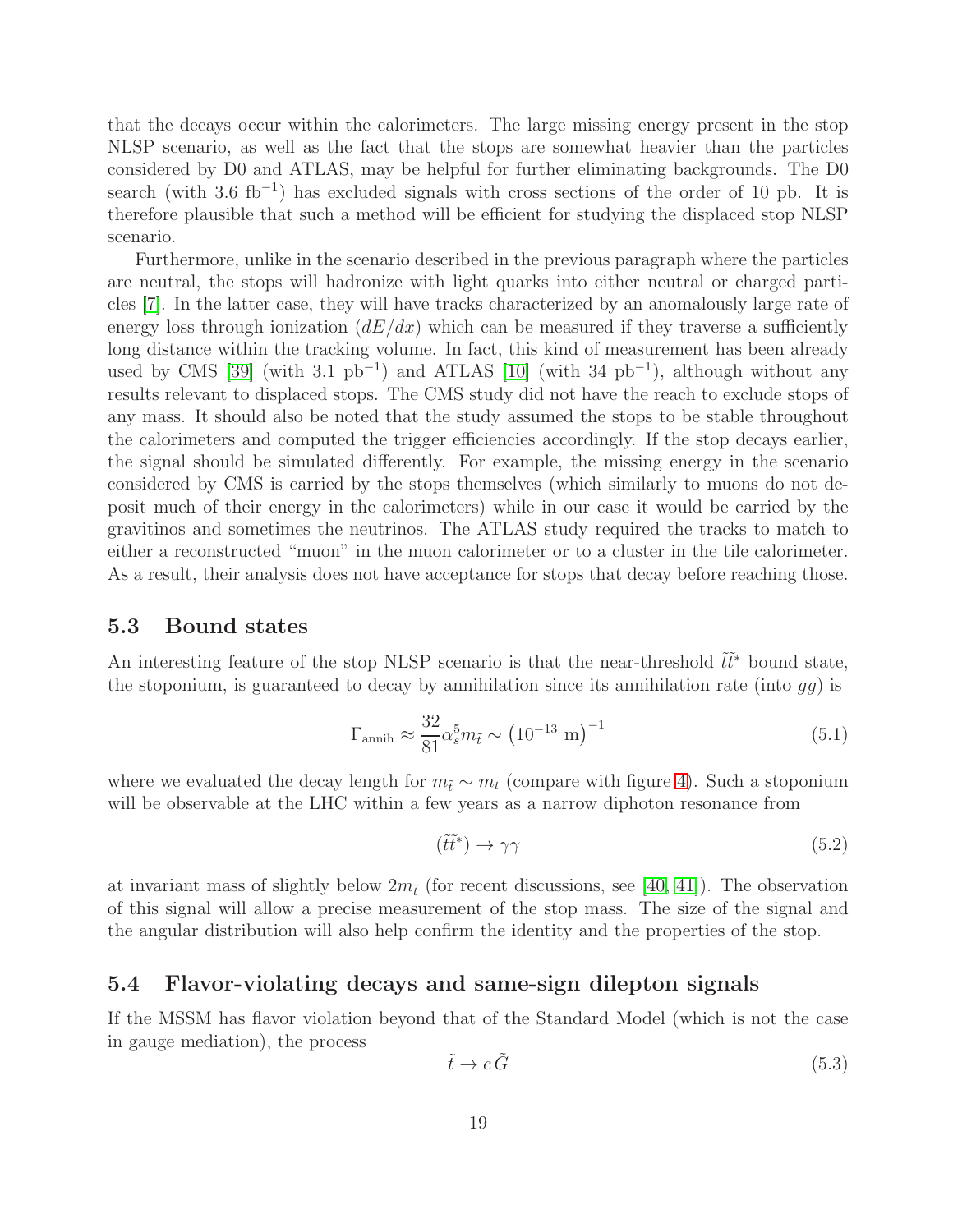that the decays occur within the calorimeters. The large missing energy present in the stop NLSP scenario, as well as the fact that the stops are somewhat heavier than the particles considered by D0 and ATLAS, may be helpful for further eliminating backgrounds. The D0 search (with 3.6 $\text{fb}^{-1}$) has excluded signals with cross sections of the order of 10 pb. It is therefore plausible that such a method will be efficient for studying the displaced stop NLSP scenario.

Furthermore, unlike in the scenario described in the previous paragraph where the particles are neutral, the stops will hadronize with light quarks into either neutral or charged particles [7]. In the latter case, they will have tracks characterized by an anomalously large rate of energy loss through ionization ($dE/dx$) which can be measured if they traverse a sufficiently long distance within the tracking volume. In fact, this kind of measurement has been already used by CMS [39] (with 3.1 $\text{pb}^{-1}$) and ATLAS [10] (with 34 $\text{pb}^{-1}$), although without any results relevant to displaced stops. The CMS study did not have the reach to exclude stops of any mass. It should also be noted that the study assumed the stops to be stable throughout the calorimeters and computed the trigger efficiencies accordingly. If the stop decays earlier, the signal should be simulated differently. For example, the missing energy in the scenario considered by CMS is carried by the stops themselves (which similarly to muons do not deposit much of their energy in the calorimeters) while in our case it would be carried by the gravitinos and sometimes the neutrinos. The ATLAS study required the tracks to match to either a reconstructed "muon" in the muon calorimeter or to a cluster in the tile calorimeter. As a result, their analysis does not have acceptance for stops that decay before reaching those.

## 5.3 Bound states

An interesting feature of the stop NLSP scenario is that the near-threshold $\tilde{t}\tilde{t}^*$ bound state, the stoponium, is guaranteed to decay by annihilation since its annihilation rate (into $gg$) is

$$\Gamma_{\text{annih}} \approx \frac{32}{81}\alpha_s^5 m_{\tilde{t}} \sim \left(10^{-13}\ \text{m}\right)^{-1} \tag{5.1}$$

where we evaluated the decay length for $m_{\tilde{t}} \sim m_t$ (compare with figure 4). Such a stoponium will be observable at the LHC within a few years as a narrow diphoton resonance from

$$(\tilde{t}\tilde{t}^*) \to \gamma\gamma \tag{5.2}$$

at invariant mass of slightly below $2m_{\tilde{t}}$ (for recent discussions, see [40, 41]). The observation of this signal will allow a precise measurement of the stop mass. The size of the signal and the angular distribution will also help confirm the identity and the properties of the stop.

## 5.4 Flavor-violating decays and same-sign dilepton signals

If the MSSM has flavor violation beyond that of the Standard Model (which is not the case in gauge mediation), the process

$$\tilde{t} \to c\,\tilde{G} \tag{5.3}$$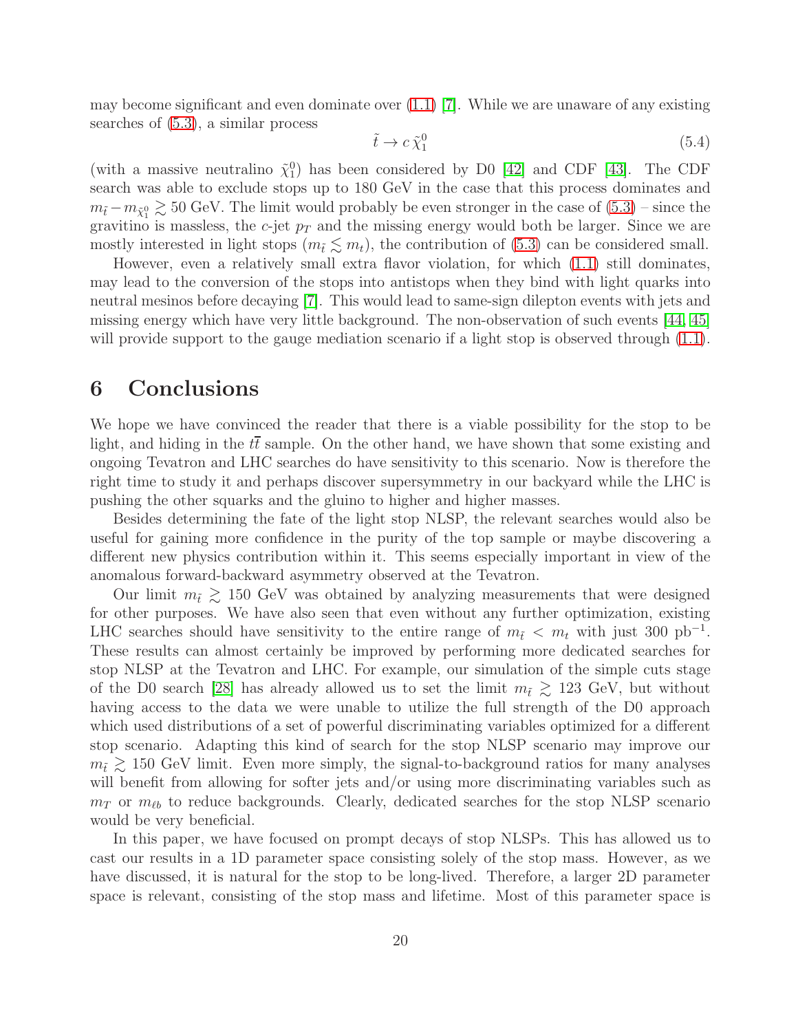may become significant and even dominate over (1.1) [7]. While we are unaware of any existing searches of (5.3), a similar process

$$\tilde{t} \to c\, \tilde{\chi}_1^0 \tag{5.4}$$

(with a massive neutralino $\tilde{\chi}_1^0$) has been considered by D0 [42] and CDF [43]. The CDF search was able to exclude stops up to 180 GeV in the case that this process dominates and $m_{\tilde{t}} - m_{\tilde{\chi}_1^0} \gtrsim 50$ GeV. The limit would probably be even stronger in the case of (5.3) – since the gravitino is massless, the $c$-jet $p_T$ and the missing energy would both be larger. Since we are mostly interested in light stops ($m_{\tilde{t}} \lesssim m_t$), the contribution of (5.3) can be considered small.

However, even a relatively small extra flavor violation, for which (1.1) still dominates, may lead to the conversion of the stops into antistops when they bind with light quarks into neutral mesinos before decaying [7]. This would lead to same-sign dilepton events with jets and missing energy which have very little background. The non-observation of such events [44, 45] will provide support to the gauge mediation scenario if a light stop is observed through (1.1).

# 6 Conclusions

We hope we have convinced the reader that there is a viable possibility for the stop to be light, and hiding in the $t\bar{t}$ sample. On the other hand, we have shown that some existing and ongoing Tevatron and LHC searches do have sensitivity to this scenario. Now is therefore the right time to study it and perhaps discover supersymmetry in our backyard while the LHC is pushing the other squarks and the gluino to higher and higher masses.

Besides determining the fate of the light stop NLSP, the relevant searches would also be useful for gaining more confidence in the purity of the top sample or maybe discovering a different new physics contribution within it. This seems especially important in view of the anomalous forward-backward asymmetry observed at the Tevatron.

Our limit $m_{\tilde{t}} \gtrsim 150$ GeV was obtained by analyzing measurements that were designed for other purposes. We have also seen that even without any further optimization, existing LHC searches should have sensitivity to the entire range of $m_{\tilde{t}} < m_t$ with just 300 pb$^{-1}$. These results can almost certainly be improved by performing more dedicated searches for stop NLSP at the Tevatron and LHC. For example, our simulation of the simple cuts stage of the D0 search [28] has already allowed us to set the limit $m_{\tilde{t}} \gtrsim 123$ GeV, but without having access to the data we were unable to utilize the full strength of the D0 approach which used distributions of a set of powerful discriminating variables optimized for a different stop scenario. Adapting this kind of search for the stop NLSP scenario may improve our $m_{\tilde{t}} \gtrsim 150$ GeV limit. Even more simply, the signal-to-background ratios for many analyses will benefit from allowing for softer jets and/or using more discriminating variables such as $m_T$ or $m_{\ell b}$ to reduce backgrounds. Clearly, dedicated searches for the stop NLSP scenario would be very beneficial.

In this paper, we have focused on prompt decays of stop NLSPs. This has allowed us to cast our results in a 1D parameter space consisting solely of the stop mass. However, as we have discussed, it is natural for the stop to be long-lived. Therefore, a larger 2D parameter space is relevant, consisting of the stop mass and lifetime. Most of this parameter space is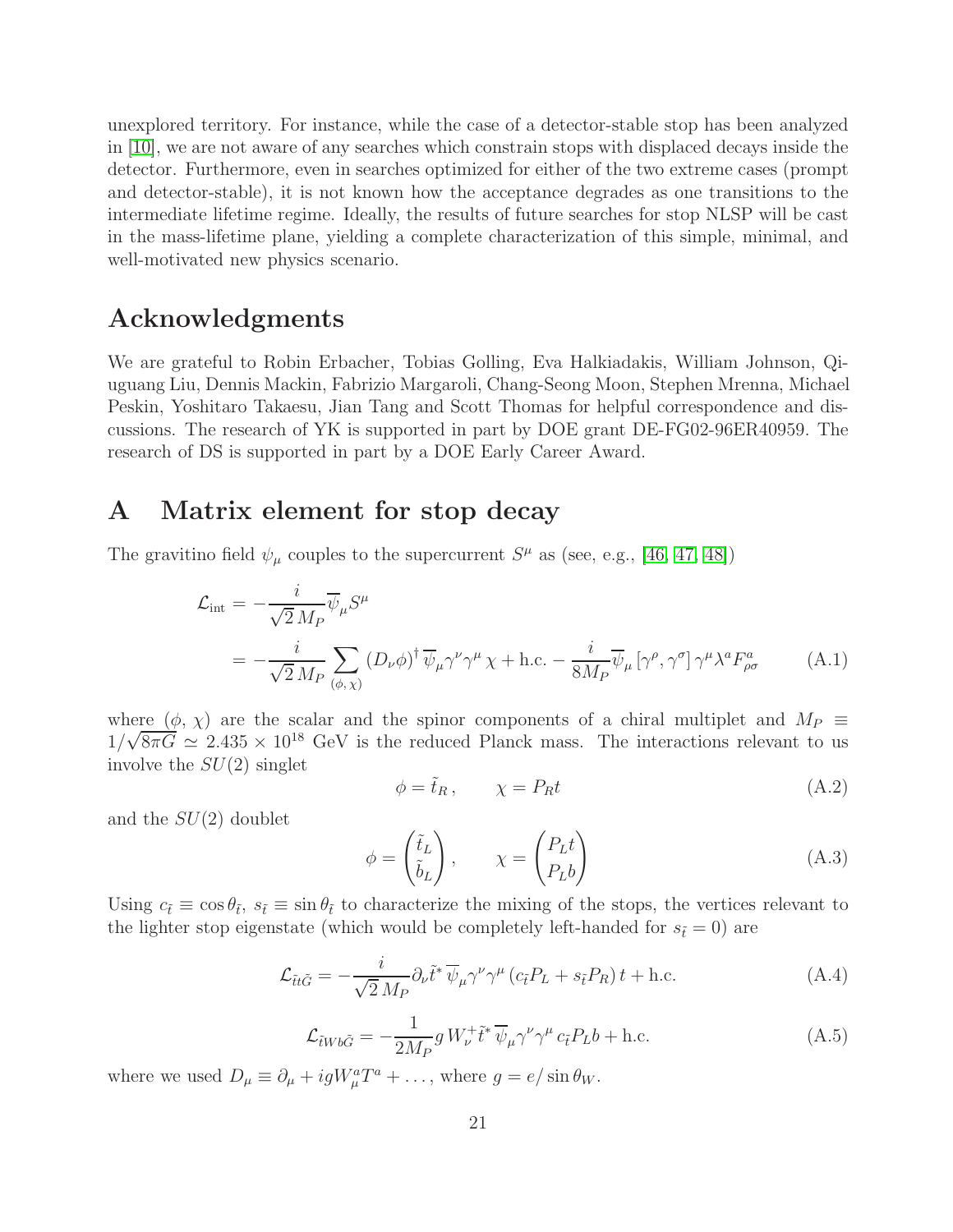unexplored territory. For instance, while the case of a detector-stable stop has been analyzed in [10], we are not aware of any searches which constrain stops with displaced decays inside the detector. Furthermore, even in searches optimized for either of the two extreme cases (prompt and detector-stable), it is not known how the acceptance degrades as one transitions to the intermediate lifetime regime. Ideally, the results of future searches for stop NLSP will be cast in the mass-lifetime plane, yielding a complete characterization of this simple, minimal, and well-motivated new physics scenario.

## Acknowledgments

We are grateful to Robin Erbacher, Tobias Golling, Eva Halkiadakis, William Johnson, Qiuguang Liu, Dennis Mackin, Fabrizio Margaroli, Chang-Seong Moon, Stephen Mrenna, Michael Peskin, Yoshitaro Takaesu, Jian Tang and Scott Thomas for helpful correspondence and discussions. The research of YK is supported in part by DOE grant DE-FG02-96ER40959. The research of DS is supported in part by a DOE Early Career Award.

## A Matrix element for stop decay

The gravitino field $\psi_\mu$ couples to the supercurrent $S^\mu$ as (see, e.g., [46, 47, 48])

$$
\begin{aligned}
\mathcal{L}_{\rm int} &= -\frac{i}{\sqrt{2}\,M_P}\overline{\psi}_\mu S^\mu \\
&= -\frac{i}{\sqrt{2}\,M_P}\sum_{(\phi,\,\chi)} (D_\nu\phi)^\dagger\,\overline{\psi}_\mu\gamma^\nu\gamma^\mu\,\chi + \text{h.c.} - \frac{i}{8M_P}\overline{\psi}_\mu\,[\gamma^\rho,\gamma^\sigma]\,\gamma^\mu\lambda^a F^a_{\rho\sigma}
\end{aligned}
\tag{A.1}
$$

where $(\phi,\,\chi)$ are the scalar and the spinor components of a chiral multiplet and $M_P \equiv 1/\sqrt{8\pi G} \simeq 2.435\times 10^{18}$ GeV is the reduced Planck mass. The interactions relevant to us involve the $SU(2)$ singlet

$$
\phi = \tilde{t}_R\,, \qquad \chi = P_R t \tag{A.2}
$$

and the $SU(2)$ doublet

$$
\phi = \begin{pmatrix}\tilde{t}_L\\ \tilde{b}_L\end{pmatrix}, \qquad \chi = \begin{pmatrix}P_L t\\ P_L b\end{pmatrix} \tag{A.3}
$$

Using $c_{\tilde{t}} \equiv \cos\theta_{\tilde{t}}$, $s_{\tilde{t}} \equiv \sin\theta_{\tilde{t}}$ to characterize the mixing of the stops, the vertices relevant to the lighter stop eigenstate (which would be completely left-handed for $s_{\tilde{t}} = 0$) are

$$
\mathcal{L}_{\tilde{t}t\tilde{G}} = -\frac{i}{\sqrt{2}\,M_P}\partial_\nu\tilde{t}^*\,\overline{\psi}_\mu\gamma^\nu\gamma^\mu\,(c_{\tilde{t}}P_L + s_{\tilde{t}}P_R)\,t + \text{h.c.} \tag{A.4}
$$

$$
\mathcal{L}_{\tilde{t}Wb\tilde{G}} = -\frac{1}{2M_P}g\,W^+_\nu\tilde{t}^*\,\overline{\psi}_\mu\gamma^\nu\gamma^\mu\,c_{\tilde{t}}P_L b + \text{h.c.} \tag{A.5}
$$

where we used $D_\mu \equiv \partial_\mu + igW^a_\mu T^a + \ldots$, where $g = e/\sin\theta_W$.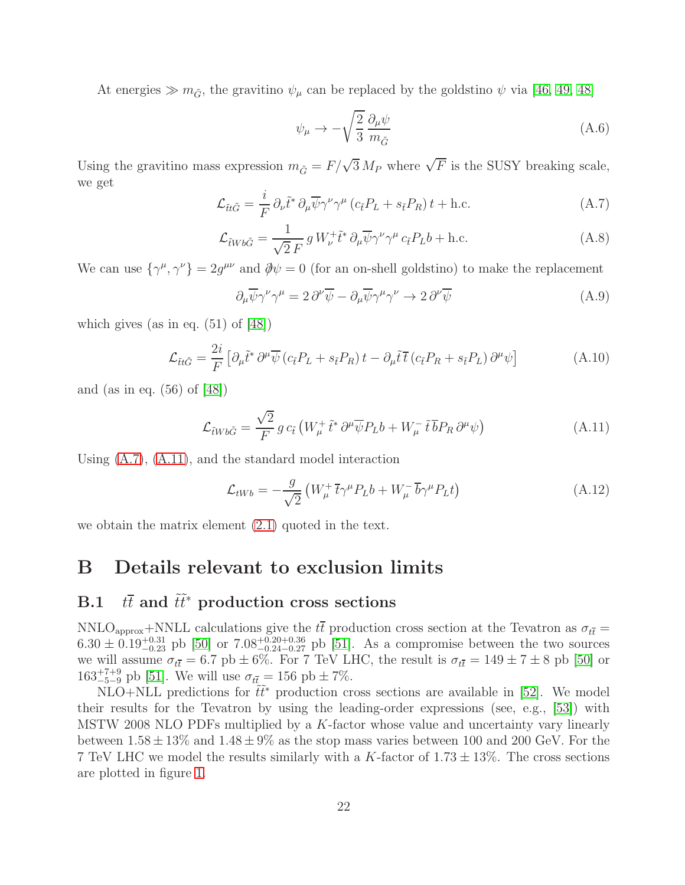At energies $\gg m_{\tilde{G}}$, the gravitino $\psi_\mu$ can be replaced by the goldstino $\psi$ via [46, 49, 48]

$$\psi_\mu \to -\sqrt{\frac{2}{3}}\,\frac{\partial_\mu \psi}{m_{\tilde{G}}} \tag{A.6}$$

Using the gravitino mass expression $m_{\tilde{G}} = F/\sqrt{3}\,M_P$ where $\sqrt{F}$ is the SUSY breaking scale, we get

$$\mathcal{L}_{\tilde{t}t\tilde{G}} = \frac{i}{F}\,\partial_\nu \tilde{t}^*\,\partial_\mu \overline{\psi}\gamma^\nu\gamma^\mu\,(c_{\tilde{t}}P_L + s_{\tilde{t}}P_R)\,t + \text{h.c.} \tag{A.7}$$

$$\mathcal{L}_{\tilde{t}Wb\tilde{G}} = \frac{1}{\sqrt{2}\,F}\,g\,W_\nu^+\tilde{t}^*\,\partial_\mu\overline{\psi}\gamma^\nu\gamma^\mu\,c_{\tilde{t}}P_L b + \text{h.c.} \tag{A.8}$$

We can use $\{\gamma^\mu,\gamma^\nu\} = 2g^{\mu\nu}$ and $\partial\!\!\!/\psi = 0$ (for an on-shell goldstino) to make the replacement

$$\partial_\mu\overline{\psi}\gamma^\nu\gamma^\mu = 2\,\partial^\nu\overline{\psi} - \partial_\mu\overline{\psi}\gamma^\mu\gamma^\nu \to 2\,\partial^\nu\overline{\psi} \tag{A.9}$$

which gives (as in eq. (51) of [48])

$$\mathcal{L}_{\tilde{t}t\tilde{G}} = \frac{2i}{F}\left[\partial_\mu\tilde{t}^*\,\partial^\mu\overline{\psi}\,(c_{\tilde{t}}P_L + s_{\tilde{t}}P_R)\,t - \partial_\mu\tilde{t}\,\overline{t}\,(c_{\tilde{t}}P_R + s_{\tilde{t}}P_L)\,\partial^\mu\psi\right] \tag{A.10}$$

and (as in eq. (56) of [48])

$$\mathcal{L}_{\tilde{t}Wb\tilde{G}} = \frac{\sqrt{2}}{F}\,g\,c_{\tilde{t}}\left(W_\mu^+\,\tilde{t}^*\,\partial^\mu\overline{\psi}P_L b + W_\mu^-\,\tilde{t}\,\overline{b}P_R\,\partial^\mu\psi\right) \tag{A.11}$$

Using (A.7), (A.11), and the standard model interaction

$$\mathcal{L}_{tWb} = -\frac{g}{\sqrt{2}}\left(W_\mu^+\,\overline{t}\gamma^\mu P_L b + W_\mu^-\,\overline{b}\gamma^\mu P_L t\right) \tag{A.12}$$

we obtain the matrix element (2.1) quoted in the text.

# B Details relevant to exclusion limits

## B.1 $t\bar{t}$ and $\tilde{t}\tilde{t}^*$ production cross sections

NNLO$_{\text{approx}}$+NNLL calculations give the $t\bar{t}$ production cross section at the Tevatron as $\sigma_{t\bar{t}} = 6.30 \pm 0.19^{+0.31}_{-0.23}$ pb [50] or $7.08^{+0.20+0.36}_{-0.24-0.27}$ pb [51]. As a compromise between the two sources we will assume $\sigma_{t\bar{t}} = 6.7$ pb $\pm\, 6\%$. For 7 TeV LHC, the result is $\sigma_{t\bar{t}} = 149 \pm 7 \pm 8$ pb [50] or $163^{+7+9}_{-5-9}$ pb [51]. We will use $\sigma_{t\bar{t}} = 156$ pb $\pm\, 7\%$.

NLO+NLL predictions for $\tilde{t}\tilde{t}^*$ production cross sections are available in [52]. We model their results for the Tevatron by using the leading-order expressions (see, e.g., [53]) with MSTW 2008 NLO PDFs multiplied by a $K$-factor whose value and uncertainty vary linearly between $1.58 \pm 13\%$ and $1.48 \pm 9\%$ as the stop mass varies between 100 and 200 GeV. For the 7 TeV LHC we model the results similarly with a $K$-factor of $1.73 \pm 13\%$. The cross sections are plotted in figure 1.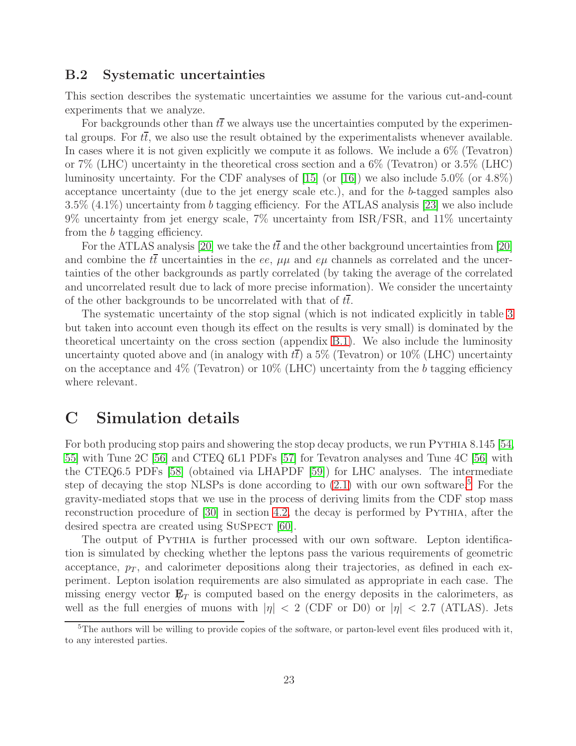### B.2 Systematic uncertainties

This section describes the systematic uncertainties we assume for the various cut-and-count experiments that we analyze.

For backgrounds other than $t\bar{t}$ we always use the uncertainties computed by the experimental groups. For $t\bar{t}$, we also use the result obtained by the experimentalists whenever available. In cases where it is not given explicitly we compute it as follows. We include a 6% (Tevatron) or 7% (LHC) uncertainty in the theoretical cross section and a 6% (Tevatron) or 3.5% (LHC) luminosity uncertainty. For the CDF analyses of [15] (or [16]) we also include 5.0% (or 4.8%) acceptance uncertainty (due to the jet energy scale etc.), and for the $b$-tagged samples also 3.5% (4.1%) uncertainty from $b$ tagging efficiency. For the ATLAS analysis [23] we also include 9% uncertainty from jet energy scale, 7% uncertainty from ISR/FSR, and 11% uncertainty from the $b$ tagging efficiency.

For the ATLAS analysis [20] we take the $t\bar{t}$ and the other background uncertainties from [20] and combine the $t\bar{t}$ uncertainties in the $ee$, $\mu\mu$ and $e\mu$ channels as correlated and the uncertainties of the other backgrounds as partly correlated (by taking the average of the correlated and uncorrelated result due to lack of more precise information). We consider the uncertainty of the other backgrounds to be uncorrelated with that of $t\bar{t}$.

The systematic uncertainty of the stop signal (which is not indicated explicitly in table 3 but taken into account even though its effect on the results is very small) is dominated by the theoretical uncertainty on the cross section (appendix B.1). We also include the luminosity uncertainty quoted above and (in analogy with $t\bar{t}$) a 5% (Tevatron) or 10% (LHC) uncertainty on the acceptance and 4% (Tevatron) or 10% (LHC) uncertainty from the $b$ tagging efficiency where relevant.

# C Simulation details

For both producing stop pairs and showering the stop decay products, we run Pythia 8.145 [54, 55] with Tune 2C [56] and CTEQ 6L1 PDFs [57] for Tevatron analyses and Tune 4C [56] with the CTEQ6.5 PDFs [58] (obtained via LHAPDF [59]) for LHC analyses. The intermediate step of decaying the stop NLSPs is done according to (2.1) with our own software.[5] For the gravity-mediated stops that we use in the process of deriving limits from the CDF stop mass reconstruction procedure of [30] in section 4.2, the decay is performed by Pythia, after the desired spectra are created using SuSpect [60].

The output of Pythia is further processed with our own software. Lepton identification is simulated by checking whether the leptons pass the various requirements of geometric acceptance, $p_T$, and calorimeter depositions along their trajectories, as defined in each experiment. Lepton isolation requirements are also simulated as appropriate in each case. The missing energy vector $\not{\mathbf{E}}_T$ is computed based on the energy deposits in the calorimeters, as well as the full energies of muons with $|\eta| < 2$ (CDF or D0) or $|\eta| < 2.7$ (ATLAS). Jets

[5] The authors will be willing to provide copies of the software, or parton-level event files produced with it, to any interested parties.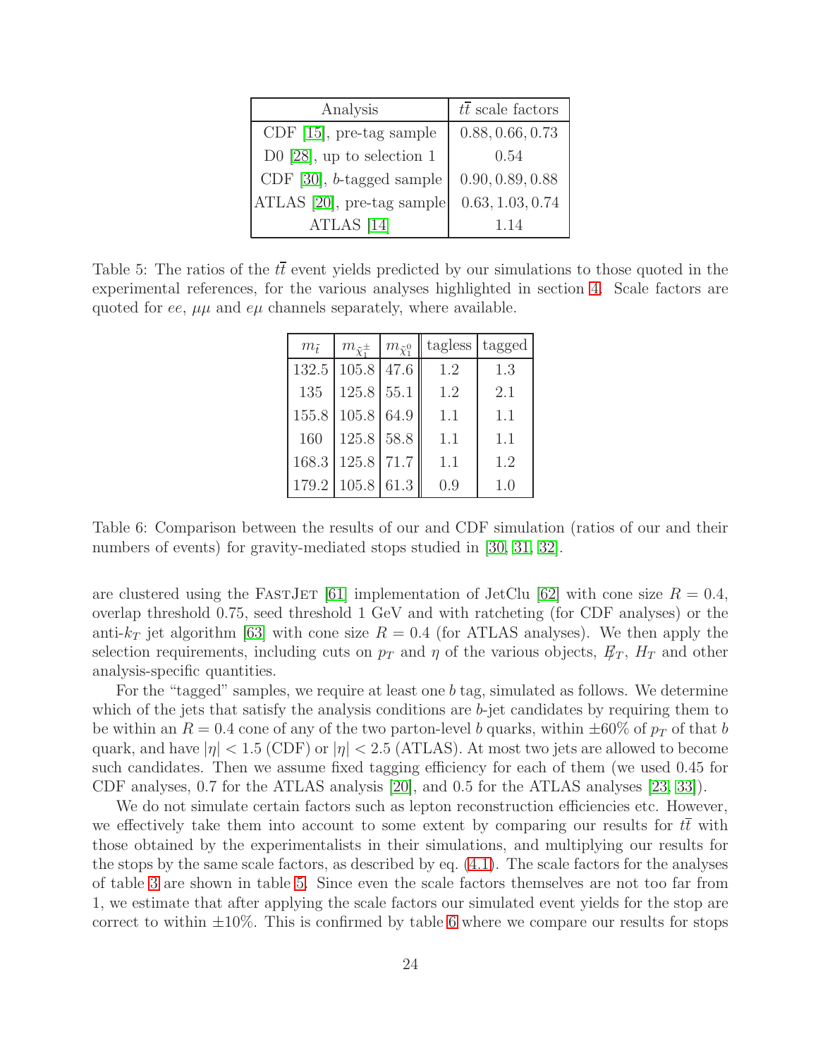| Analysis | $t\bar{t}$ scale factors |
|---|---|
| CDF [15], pre-tag sample | $0.88, 0.66, 0.73$ |
| D0 [28], up to selection 1 | $0.54$ |
| CDF [30], $b$-tagged sample | $0.90, 0.89, 0.88$ |
| ATLAS [20], pre-tag sample | $0.63, 1.03, 0.74$ |
| ATLAS [14] | $1.14$ |

Table 5: The ratios of the $t\bar{t}$ event yields predicted by our simulations to those quoted in the experimental references, for the various analyses highlighted in section 4. Scale factors are quoted for $ee$, $\mu\mu$ and $e\mu$ channels separately, where available.

| $m_{\tilde{t}}$ | $m_{\tilde{\chi}_1^\pm}$ | $m_{\tilde{\chi}_1^0}$ | tagless | tagged |
|---|---|---|---|---|
| 132.5 | 105.8 | 47.6 | 1.2 | 1.3 |
| 135 | 125.8 | 55.1 | 1.2 | 2.1 |
| 155.8 | 105.8 | 64.9 | 1.1 | 1.1 |
| 160 | 125.8 | 58.8 | 1.1 | 1.1 |
| 168.3 | 125.8 | 71.7 | 1.1 | 1.2 |
| 179.2 | 105.8 | 61.3 | 0.9 | 1.0 |

Table 6: Comparison between the results of our and CDF simulation (ratios of our and their numbers of events) for gravity-mediated stops studied in [30, 31, 32].

are clustered using the FastJet [61] implementation of JetClu [62] with cone size $R = 0.4$, overlap threshold 0.75, seed threshold 1 GeV and with ratcheting (for CDF analyses) or the anti-$k_T$ jet algorithm [63] with cone size $R = 0.4$ (for ATLAS analyses). We then apply the selection requirements, including cuts on $p_T$ and $\eta$ of the various objects, $\not{E}_T$, $H_T$ and other analysis-specific quantities.

For the "tagged" samples, we require at least one $b$ tag, simulated as follows. We determine which of the jets that satisfy the analysis conditions are $b$-jet candidates by requiring them to be within an $R = 0.4$ cone of any of the two parton-level $b$ quarks, within $\pm 60\%$ of $p_T$ of that $b$ quark, and have $|\eta| < 1.5$ (CDF) or $|\eta| < 2.5$ (ATLAS). At most two jets are allowed to become such candidates. Then we assume fixed tagging efficiency for each of them (we used 0.45 for CDF analyses, 0.7 for the ATLAS analysis [20], and 0.5 for the ATLAS analyses [23, 33]).

We do not simulate certain factors such as lepton reconstruction efficiencies etc. However, we effectively take them into account to some extent by comparing our results for $t\bar{t}$ with those obtained by the experimentalists in their simulations, and multiplying our results for the stops by the same scale factors, as described by eq. (4.1). The scale factors for the analyses of table 3 are shown in table 5. Since even the scale factors themselves are not too far from 1, we estimate that after applying the scale factors our simulated event yields for the stop are correct to within $\pm 10\%$. This is confirmed by table 6 where we compare our results for stops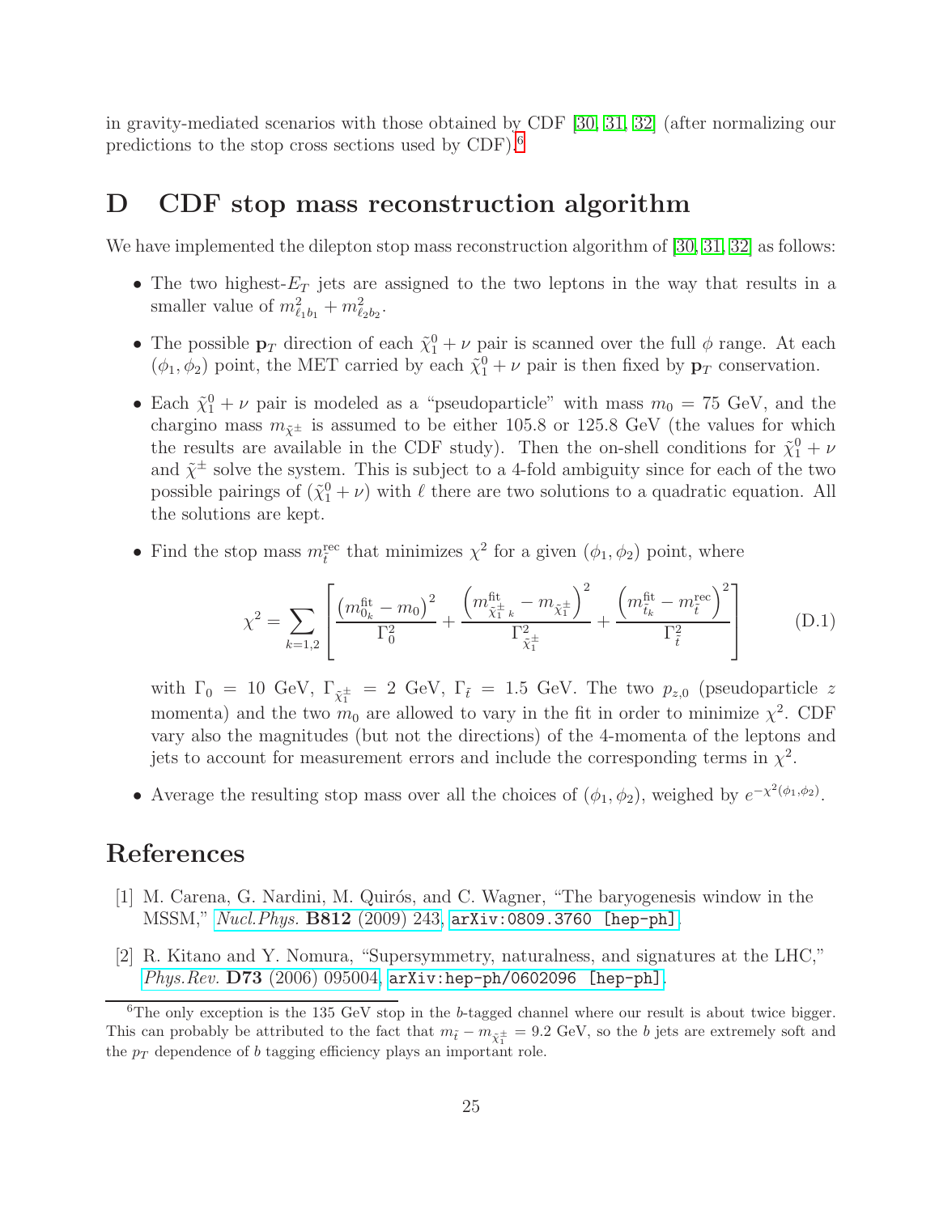in gravity-mediated scenarios with those obtained by CDF [30, 31, 32] (after normalizing our predictions to the stop cross sections used by CDF).[6]

# D CDF stop mass reconstruction algorithm

We have implemented the dilepton stop mass reconstruction algorithm of [30, 31, 32] as follows:

- The two highest-$E_T$ jets are assigned to the two leptons in the way that results in a smaller value of $m^2_{\ell_1 b_1} + m^2_{\ell_2 b_2}$.
- The possible $\mathbf{p}_T$ direction of each $\tilde{\chi}^0_1 + \nu$ pair is scanned over the full $\phi$ range. At each $(\phi_1, \phi_2)$ point, the MET carried by each $\tilde{\chi}^0_1 + \nu$ pair is then fixed by $\mathbf{p}_T$ conservation.
- Each $\tilde{\chi}^0_1 + \nu$ pair is modeled as a "pseudoparticle" with mass $m_0 = 75$ GeV, and the chargino mass $m_{\tilde{\chi}^\pm}$ is assumed to be either 105.8 or 125.8 GeV (the values for which the results are available in the CDF study). Then the on-shell conditions for $\tilde{\chi}^0_1 + \nu$ and $\tilde{\chi}^\pm$ solve the system. This is subject to a 4-fold ambiguity since for each of the two possible pairings of $(\tilde{\chi}^0_1 + \nu)$ with $\ell$ there are two solutions to a quadratic equation. All the solutions are kept.
- Find the stop mass $m^{\rm rec}_{\tilde{t}}$ that minimizes $\chi^2$ for a given $(\phi_1, \phi_2)$ point, where

$$\chi^2 = \sum_{k=1,2} \left[ \frac{\left(m^{\rm fit}_{0_k} - m_0\right)^2}{\Gamma_0^2} + \frac{\left(m^{\rm fit}_{\tilde{\chi}^\pm_1\,k} - m_{\tilde{\chi}^\pm_1}\right)^2}{\Gamma^2_{\tilde{\chi}^\pm_1}} + \frac{\left(m^{\rm fit}_{\tilde{t}_k} - m^{\rm rec}_{\tilde{t}}\right)^2}{\Gamma^2_{\tilde{t}}} \right] \tag{D.1}$$

  with $\Gamma_0 = 10$ GeV, $\Gamma_{\tilde{\chi}^\pm_1} = 2$ GeV, $\Gamma_{\tilde{t}} = 1.5$ GeV. The two $p_{z,0}$ (pseudoparticle $z$ momenta) and the two $m_0$ are allowed to vary in the fit in order to minimize $\chi^2$. CDF vary also the magnitudes (but not the directions) of the 4-momenta of the leptons and jets to account for measurement errors and include the corresponding terms in $\chi^2$.
- Average the resulting stop mass over all the choices of $(\phi_1, \phi_2)$, weighed by $e^{-\chi^2(\phi_1,\phi_2)}$.

# References

[1] M. Carena, G. Nardini, M. Quirós, and C. Wagner, "The baryogenesis window in the MSSM," *Nucl.Phys.* **B812** (2009) 243, arXiv:0809.3760 [hep-ph].

[2] R. Kitano and Y. Nomura, "Supersymmetry, naturalness, and signatures at the LHC," *Phys.Rev.* **D73** (2006) 095004, arXiv:hep-ph/0602096 [hep-ph].

---

[6] The only exception is the 135 GeV stop in the $b$-tagged channel where our result is about twice bigger. This can probably be attributed to the fact that $m_{\tilde{t}} - m_{\tilde{\chi}^\pm_1} = 9.2$ GeV, so the $b$ jets are extremely soft and the $p_T$ dependence of $b$ tagging efficiency plays an important role.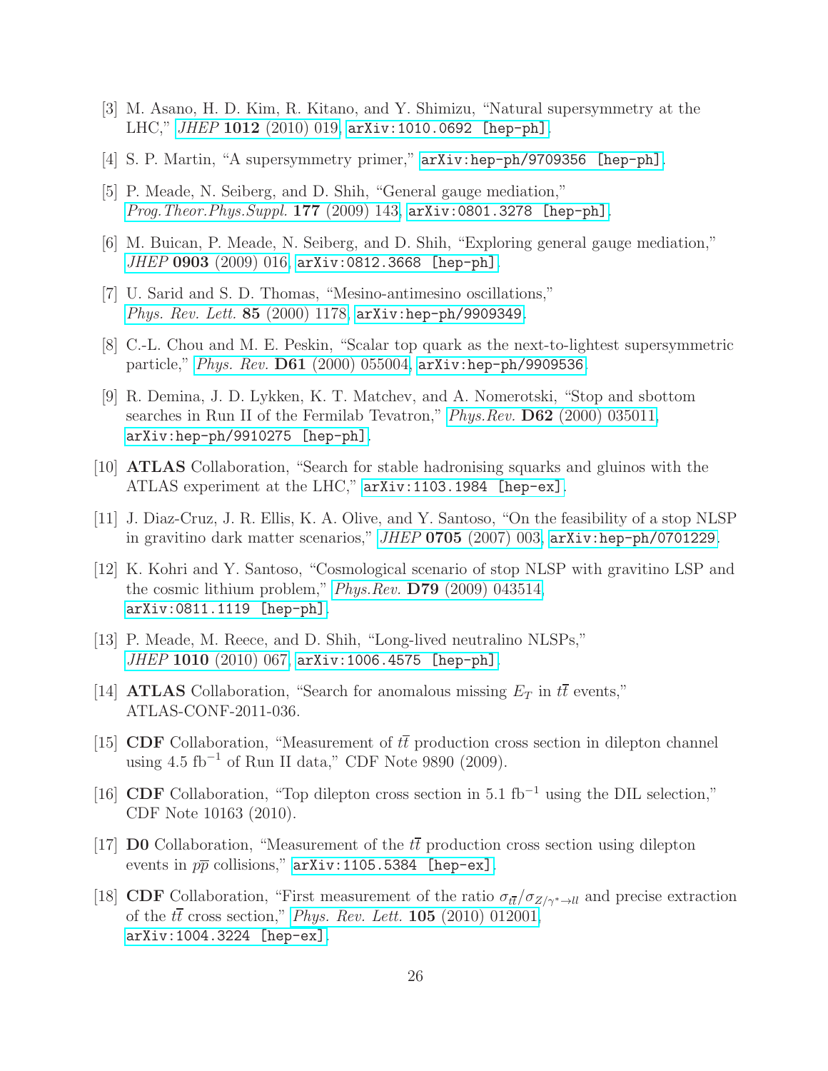[3] M. Asano, H. D. Kim, R. Kitano, and Y. Shimizu, "Natural supersymmetry at the LHC," *JHEP* **1012** (2010) 019, arXiv:1010.0692 [hep-ph].

[4] S. P. Martin, "A supersymmetry primer," arXiv:hep-ph/9709356 [hep-ph].

[5] P. Meade, N. Seiberg, and D. Shih, "General gauge mediation," *Prog.Theor.Phys.Suppl.* **177** (2009) 143, arXiv:0801.3278 [hep-ph].

[6] M. Buican, P. Meade, N. Seiberg, and D. Shih, "Exploring general gauge mediation," *JHEP* **0903** (2009) 016, arXiv:0812.3668 [hep-ph].

[7] U. Sarid and S. D. Thomas, "Mesino-antimesino oscillations," *Phys. Rev. Lett.* **85** (2000) 1178, arXiv:hep-ph/9909349.

[8] C.-L. Chou and M. E. Peskin, "Scalar top quark as the next-to-lightest supersymmetric particle," *Phys. Rev.* **D61** (2000) 055004, arXiv:hep-ph/9909536.

[9] R. Demina, J. D. Lykken, K. T. Matchev, and A. Nomerotski, "Stop and sbottom searches in Run II of the Fermilab Tevatron," *Phys.Rev.* **D62** (2000) 035011, arXiv:hep-ph/9910275 [hep-ph].

[10] **ATLAS** Collaboration, "Search for stable hadronising squarks and gluinos with the ATLAS experiment at the LHC," arXiv:1103.1984 [hep-ex].

[11] J. Diaz-Cruz, J. R. Ellis, K. A. Olive, and Y. Santoso, "On the feasibility of a stop NLSP in gravitino dark matter scenarios," *JHEP* **0705** (2007) 003, arXiv:hep-ph/0701229.

[12] K. Kohri and Y. Santoso, "Cosmological scenario of stop NLSP with gravitino LSP and the cosmic lithium problem," *Phys.Rev.* **D79** (2009) 043514, arXiv:0811.1119 [hep-ph].

[13] P. Meade, M. Reece, and D. Shih, "Long-lived neutralino NLSPs," *JHEP* **1010** (2010) 067, arXiv:1006.4575 [hep-ph].

[14] **ATLAS** Collaboration, "Search for anomalous missing $E_T$ in $t\bar{t}$ events," ATLAS-CONF-2011-036.

[15] **CDF** Collaboration, "Measurement of $t\bar{t}$ production cross section in dilepton channel using 4.5 fb$^{-1}$ of Run II data," CDF Note 9890 (2009).

[16] **CDF** Collaboration, "Top dilepton cross section in 5.1 fb$^{-1}$ using the DIL selection," CDF Note 10163 (2010).

[17] **D0** Collaboration, "Measurement of the $t\bar{t}$ production cross section using dilepton events in $p\bar{p}$ collisions," arXiv:1105.5384 [hep-ex].

[18] **CDF** Collaboration, "First measurement of the ratio $\sigma_{t\bar{t}}/\sigma_{Z/\gamma^*\to ll}$ and precise extraction of the $t\bar{t}$ cross section," *Phys. Rev. Lett.* **105** (2010) 012001, arXiv:1004.3224 [hep-ex].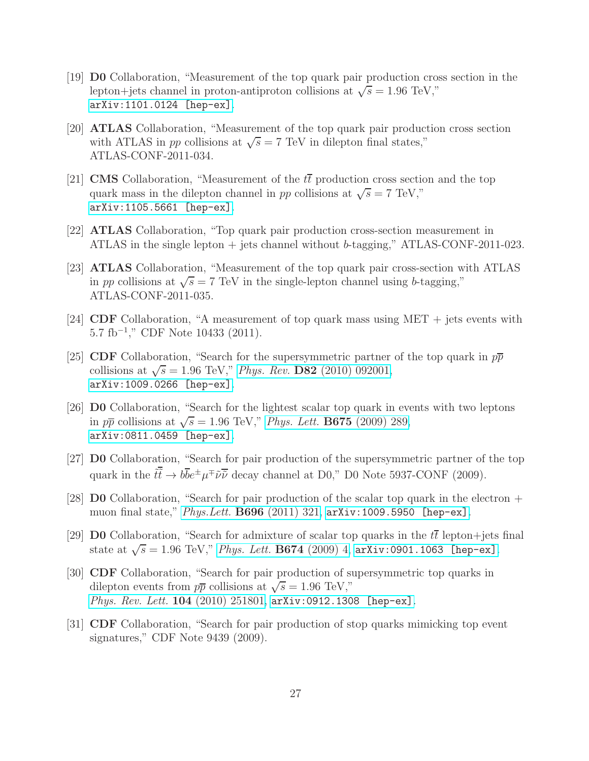[19] **D0** Collaboration, "Measurement of the top quark pair production cross section in the lepton+jets channel in proton-antiproton collisions at $\sqrt{s} = 1.96$ TeV," arXiv:1101.0124 [hep-ex].

[20] **ATLAS** Collaboration, "Measurement of the top quark pair production cross section with ATLAS in $pp$ collisions at $\sqrt{s} = 7$ TeV in dilepton final states," ATLAS-CONF-2011-034.

[21] **CMS** Collaboration, "Measurement of the $t\bar{t}$ production cross section and the top quark mass in the dilepton channel in $pp$ collisions at $\sqrt{s} = 7$ TeV," arXiv:1105.5661 [hep-ex].

[22] **ATLAS** Collaboration, "Top quark pair production cross-section measurement in ATLAS in the single lepton + jets channel without $b$-tagging," ATLAS-CONF-2011-023.

[23] **ATLAS** Collaboration, "Measurement of the top quark pair cross-section with ATLAS in $pp$ collisions at $\sqrt{s} = 7$ TeV in the single-lepton channel using $b$-tagging," ATLAS-CONF-2011-035.

[24] **CDF** Collaboration, "A measurement of top quark mass using MET + jets events with 5.7 fb$^{-1}$," CDF Note 10433 (2011).

[25] **CDF** Collaboration, "Search for the supersymmetric partner of the top quark in $p\bar{p}$ collisions at $\sqrt{s} = 1.96$ TeV," *Phys. Rev.* **D82** (2010) 092001, arXiv:1009.0266 [hep-ex].

[26] **D0** Collaboration, "Search for the lightest scalar top quark in events with two leptons in $p\bar{p}$ collisions at $\sqrt{s} = 1.96$ TeV," *Phys. Lett.* **B675** (2009) 289, arXiv:0811.0459 [hep-ex].

[27] **D0** Collaboration, "Search for pair production of the supersymmetric partner of the top quark in the $\tilde{t}\bar{\tilde{t}} \to b\bar{b}e^{\pm}\mu^{\mp}\tilde{\nu}\bar{\tilde{\nu}}$ decay channel at D0," D0 Note 5937-CONF (2009).

[28] **D0** Collaboration, "Search for pair production of the scalar top quark in the electron + muon final state," *Phys.Lett.* **B696** (2011) 321, arXiv:1009.5950 [hep-ex].

[29] **D0** Collaboration, "Search for admixture of scalar top quarks in the $t\bar{t}$ lepton+jets final state at $\sqrt{s} = 1.96$ TeV," *Phys. Lett.* **B674** (2009) 4, arXiv:0901.1063 [hep-ex].

[30] **CDF** Collaboration, "Search for pair production of supersymmetric top quarks in dilepton events from $p\bar{p}$ collisions at $\sqrt{s} = 1.96$ TeV," *Phys. Rev. Lett.* **104** (2010) 251801, arXiv:0912.1308 [hep-ex].

[31] **CDF** Collaboration, "Search for pair production of stop quarks mimicking top event signatures," CDF Note 9439 (2009).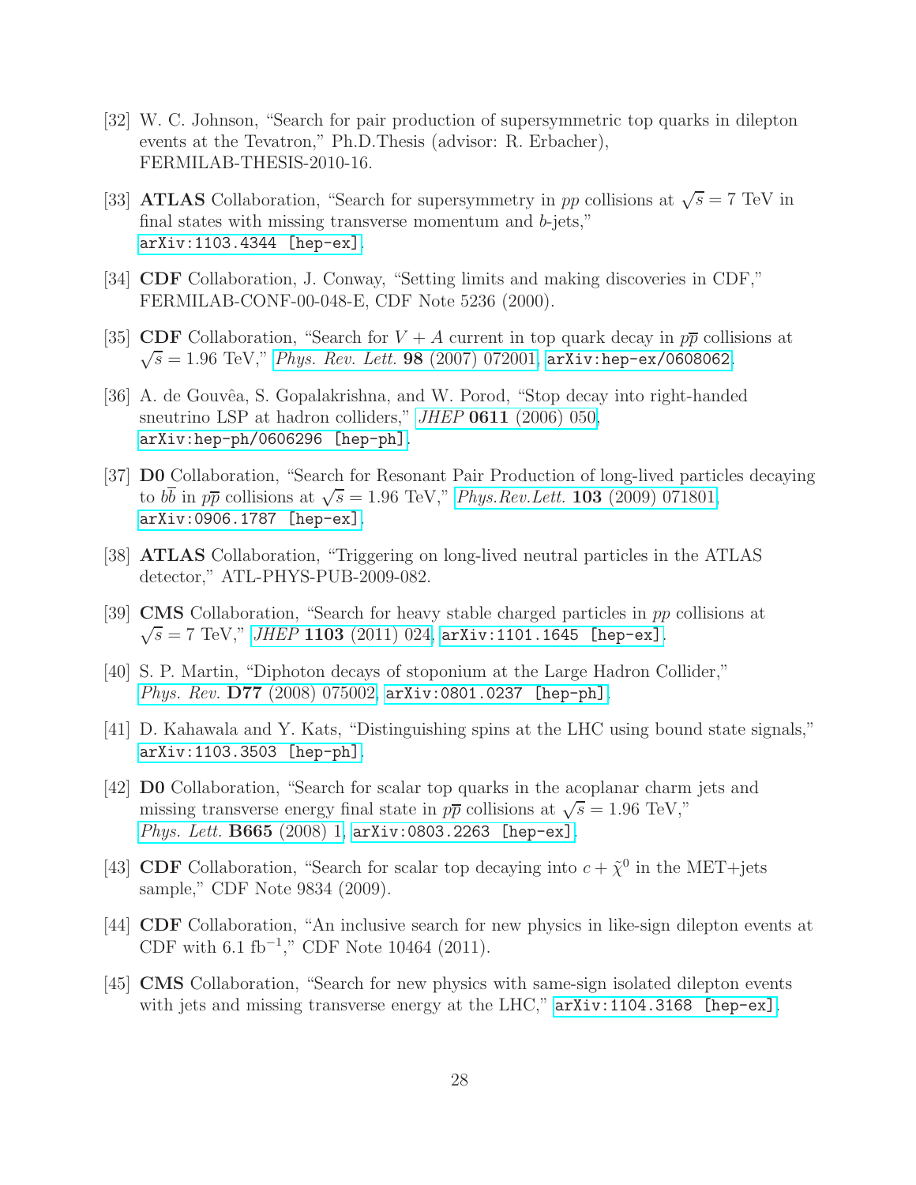[32] W. C. Johnson, "Search for pair production of supersymmetric top quarks in dilepton events at the Tevatron," Ph.D.Thesis (advisor: R. Erbacher), FERMILAB-THESIS-2010-16.

[33] **ATLAS** Collaboration, "Search for supersymmetry in $pp$ collisions at $\sqrt{s} = 7$ TeV in final states with missing transverse momentum and $b$-jets," arXiv:1103.4344 [hep-ex].

[34] **CDF** Collaboration, J. Conway, "Setting limits and making discoveries in CDF," FERMILAB-CONF-00-048-E, CDF Note 5236 (2000).

[35] **CDF** Collaboration, "Search for $V + A$ current in top quark decay in $p\overline{p}$ collisions at $\sqrt{s} = 1.96$ TeV," *Phys. Rev. Lett.* **98** (2007) 072001, arXiv:hep-ex/0608062.

[36] A. de Gouvêa, S. Gopalakrishna, and W. Porod, "Stop decay into right-handed sneutrino LSP at hadron colliders," *JHEP* **0611** (2006) 050, arXiv:hep-ph/0606296 [hep-ph].

[37] **D0** Collaboration, "Search for Resonant Pair Production of long-lived particles decaying to $b\overline{b}$ in $p\overline{p}$ collisions at $\sqrt{s} = 1.96$ TeV," *Phys.Rev.Lett.* **103** (2009) 071801, arXiv:0906.1787 [hep-ex].

[38] **ATLAS** Collaboration, "Triggering on long-lived neutral particles in the ATLAS detector," ATL-PHYS-PUB-2009-082.

[39] **CMS** Collaboration, "Search for heavy stable charged particles in $pp$ collisions at $\sqrt{s} = 7$ TeV," *JHEP* **1103** (2011) 024, arXiv:1101.1645 [hep-ex].

[40] S. P. Martin, "Diphoton decays of stoponium at the Large Hadron Collider," *Phys. Rev.* **D77** (2008) 075002, arXiv:0801.0237 [hep-ph].

[41] D. Kahawala and Y. Kats, "Distinguishing spins at the LHC using bound state signals," arXiv:1103.3503 [hep-ph].

[42] **D0** Collaboration, "Search for scalar top quarks in the acoplanar charm jets and missing transverse energy final state in $p\overline{p}$ collisions at $\sqrt{s} = 1.96$ TeV," *Phys. Lett.* **B665** (2008) 1, arXiv:0803.2263 [hep-ex].

[43] **CDF** Collaboration, "Search for scalar top decaying into $c + \tilde{\chi}^0$ in the MET+jets sample," CDF Note 9834 (2009).

[44] **CDF** Collaboration, "An inclusive search for new physics in like-sign dilepton events at CDF with 6.1 fb$^{-1}$," CDF Note 10464 (2011).

[45] **CMS** Collaboration, "Search for new physics with same-sign isolated dilepton events with jets and missing transverse energy at the LHC," arXiv:1104.3168 [hep-ex].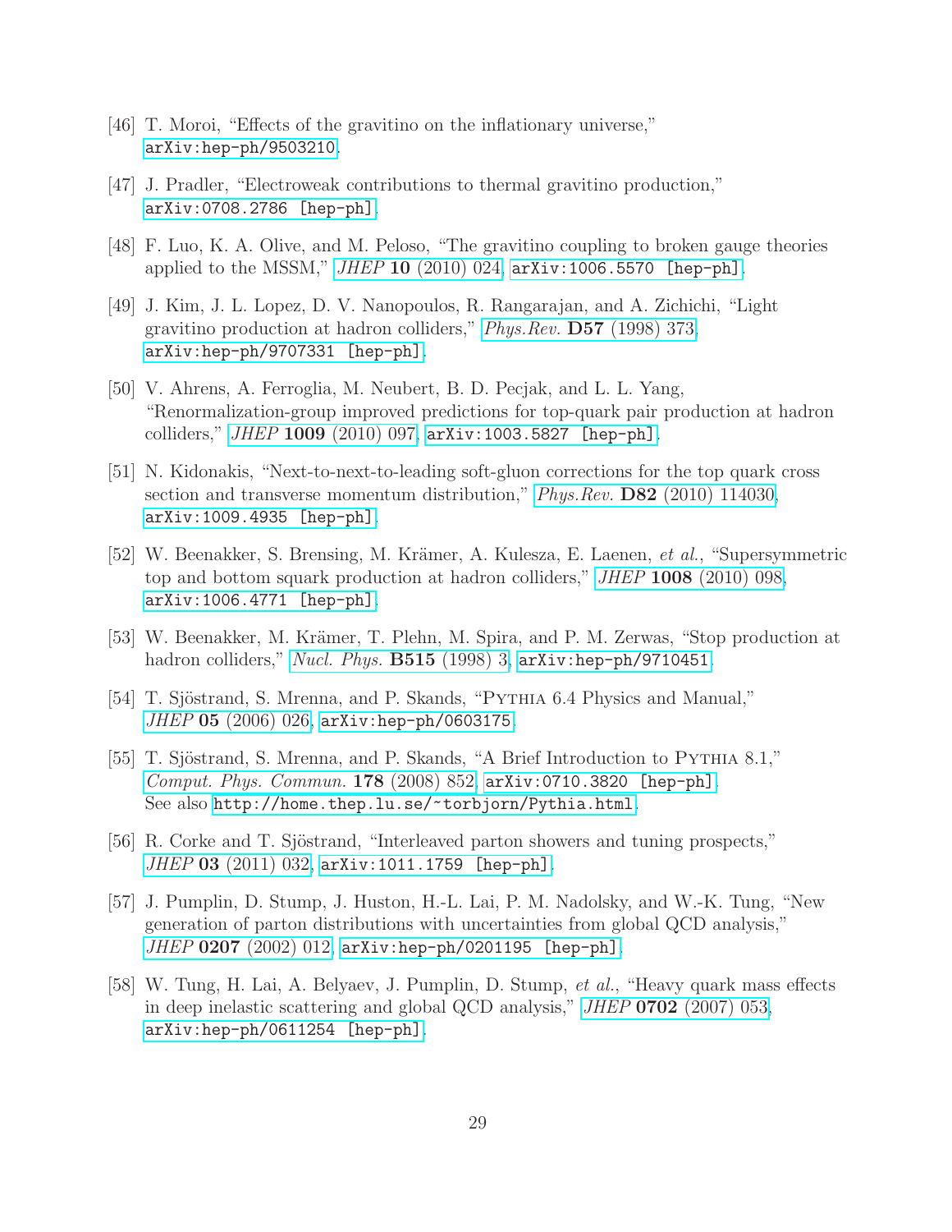[46] T. Moroi, "Effects of the gravitino on the inflationary universe," `arXiv:hep-ph/9503210`.

[47] J. Pradler, "Electroweak contributions to thermal gravitino production," `arXiv:0708.2786 [hep-ph]`.

[48] F. Luo, K. A. Olive, and M. Peloso, "The gravitino coupling to broken gauge theories applied to the MSSM," *JHEP* **10** (2010) 024, `arXiv:1006.5570 [hep-ph]`.

[49] J. Kim, J. L. Lopez, D. V. Nanopoulos, R. Rangarajan, and A. Zichichi, "Light gravitino production at hadron colliders," *Phys.Rev.* **D57** (1998) 373, `arXiv:hep-ph/9707331 [hep-ph]`.

[50] V. Ahrens, A. Ferroglia, M. Neubert, B. D. Pecjak, and L. L. Yang, "Renormalization-group improved predictions for top-quark pair production at hadron colliders," *JHEP* **1009** (2010) 097, `arXiv:1003.5827 [hep-ph]`.

[51] N. Kidonakis, "Next-to-next-to-leading soft-gluon corrections for the top quark cross section and transverse momentum distribution," *Phys.Rev.* **D82** (2010) 114030, `arXiv:1009.4935 [hep-ph]`.

[52] W. Beenakker, S. Brensing, M. Krämer, A. Kulesza, E. Laenen, *et al.*, "Supersymmetric top and bottom squark production at hadron colliders," *JHEP* **1008** (2010) 098, `arXiv:1006.4771 [hep-ph]`.

[53] W. Beenakker, M. Krämer, T. Plehn, M. Spira, and P. M. Zerwas, "Stop production at hadron colliders," *Nucl. Phys.* **B515** (1998) 3, `arXiv:hep-ph/9710451`.

[54] T. Sjöstrand, S. Mrenna, and P. Skands, "Pythia 6.4 Physics and Manual," *JHEP* **05** (2006) 026, `arXiv:hep-ph/0603175`.

[55] T. Sjöstrand, S. Mrenna, and P. Skands, "A Brief Introduction to Pythia 8.1," *Comput. Phys. Commun.* **178** (2008) 852, `arXiv:0710.3820 [hep-ph]`. See also `http://home.thep.lu.se/~torbjorn/Pythia.html`.

[56] R. Corke and T. Sjöstrand, "Interleaved parton showers and tuning prospects," *JHEP* **03** (2011) 032, `arXiv:1011.1759 [hep-ph]`.

[57] J. Pumplin, D. Stump, J. Huston, H.-L. Lai, P. M. Nadolsky, and W.-K. Tung, "New generation of parton distributions with uncertainties from global QCD analysis," *JHEP* **0207** (2002) 012, `arXiv:hep-ph/0201195 [hep-ph]`.

[58] W. Tung, H. Lai, A. Belyaev, J. Pumplin, D. Stump, *et al.*, "Heavy quark mass effects in deep inelastic scattering and global QCD analysis," *JHEP* **0702** (2007) 053, `arXiv:hep-ph/0611254 [hep-ph]`.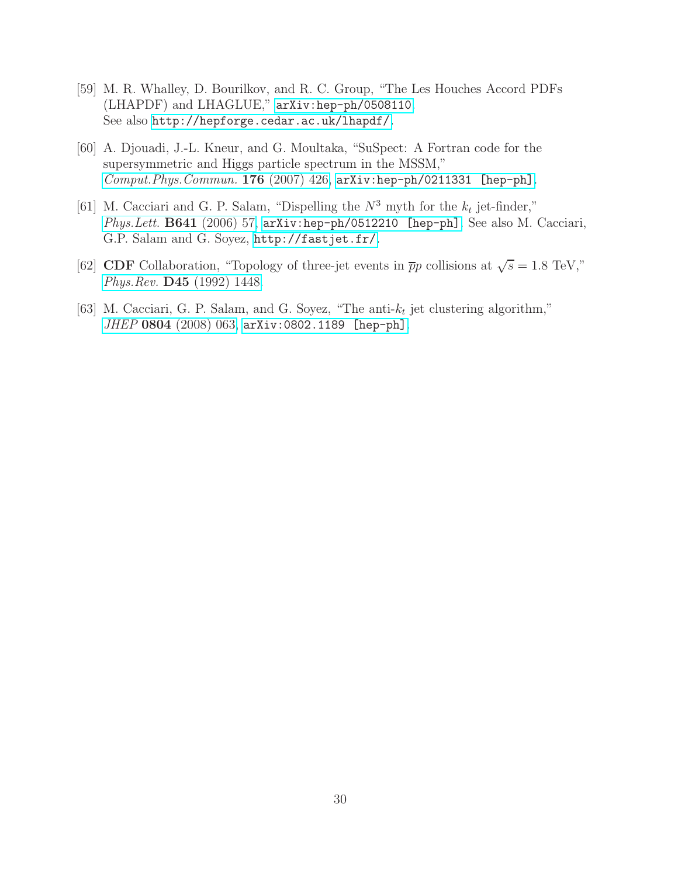[59] M. R. Whalley, D. Bourilkov, and R. C. Group, "The Les Houches Accord PDFs (LHAPDF) and LHAGLUE," arXiv:hep-ph/0508110. See also http://hepforge.cedar.ac.uk/lhapdf/.

[60] A. Djouadi, J.-L. Kneur, and G. Moultaka, "SuSpect: A Fortran code for the supersymmetric and Higgs particle spectrum in the MSSM," *Comput.Phys.Commun.* **176** (2007) 426, arXiv:hep-ph/0211331 [hep-ph].

[61] M. Cacciari and G. P. Salam, "Dispelling the $N^3$ myth for the $k_t$ jet-finder," *Phys.Lett.* **B641** (2006) 57, arXiv:hep-ph/0512210 [hep-ph]. See also M. Cacciari, G.P. Salam and G. Soyez, http://fastjet.fr/.

[62] **CDF** Collaboration, "Topology of three-jet events in $\overline{p}p$ collisions at $\sqrt{s} = 1.8$ TeV," *Phys.Rev.* **D45** (1992) 1448.

[63] M. Cacciari, G. P. Salam, and G. Soyez, "The anti-$k_t$ jet clustering algorithm," *JHEP* **0804** (2008) 063, arXiv:0802.1189 [hep-ph].